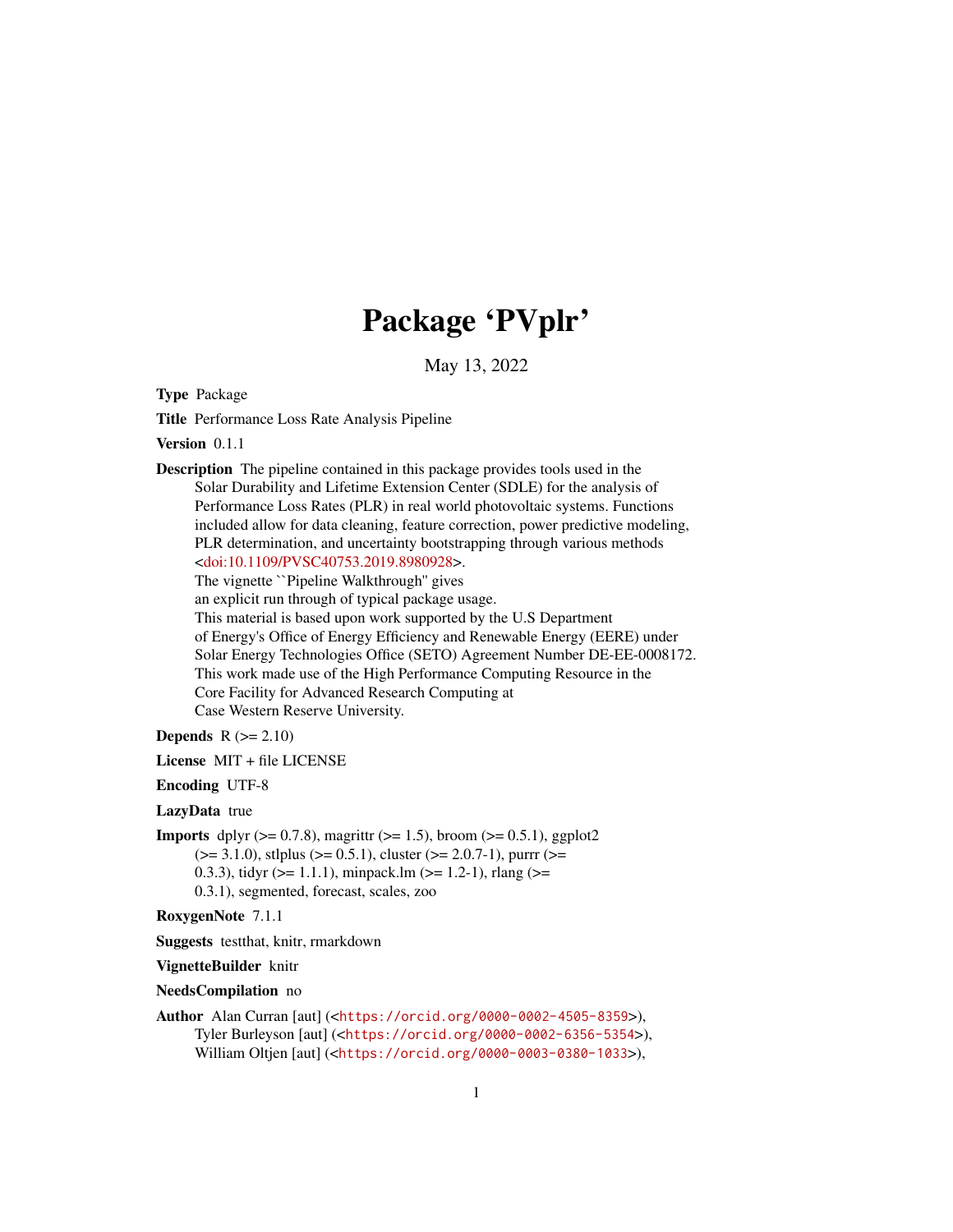# Package 'PVplr'

May 13, 2022

**Type** Package

**Title** Performance Loss Rate Analysis Pipeline

**Version** 0.1.1

**Description** The pipeline contained in this package provides tools used in the Solar Durability and Lifetime Extension Center (SDLE) for the analysis of Performance Loss Rates (PLR) in real world photovoltaic systems. Functions included allow for data cleaning, feature correction, power predictive modeling, PLR determination, and uncertainty bootstrapping through various methods <doi:10.1109/PVSC40753.2019.8980928>.
The vignette ``Pipeline Walkthrough'' gives an explicit run through of typical package usage.
This material is based upon work supported by the U.S Department of Energy's Office of Energy Efficiency and Renewable Energy (EERE) under Solar Energy Technologies Office (SETO) Agreement Number DE-EE-0008172.
This work made use of the High Performance Computing Resource in the Core Facility for Advanced Research Computing at Case Western Reserve University.

**Depends** R (>= 2.10)

**License** MIT + file LICENSE

**Encoding** UTF-8

**LazyData** true

**Imports** dplyr (>= 0.7.8), magrittr (>= 1.5), broom (>= 0.5.1), ggplot2 (>= 3.1.0), stlplus (>= 0.5.1), cluster (>= 2.0.7-1), purrr (>= 0.3.3), tidyr (>= 1.1.1), minpack.lm (>= 1.2-1), rlang (>= 0.3.1), segmented, forecast, scales, zoo

**RoxygenNote** 7.1.1

**Suggests** testthat, knitr, rmarkdown

**VignetteBuilder** knitr

**NeedsCompilation** no

**Author** Alan Curran [aut] (<https://orcid.org/0000-0002-4505-8359>),
Tyler Burleyson [aut] (<https://orcid.org/0000-0002-6356-5354>),
William Oltjen [aut] (<https://orcid.org/0000-0003-0380-1033>),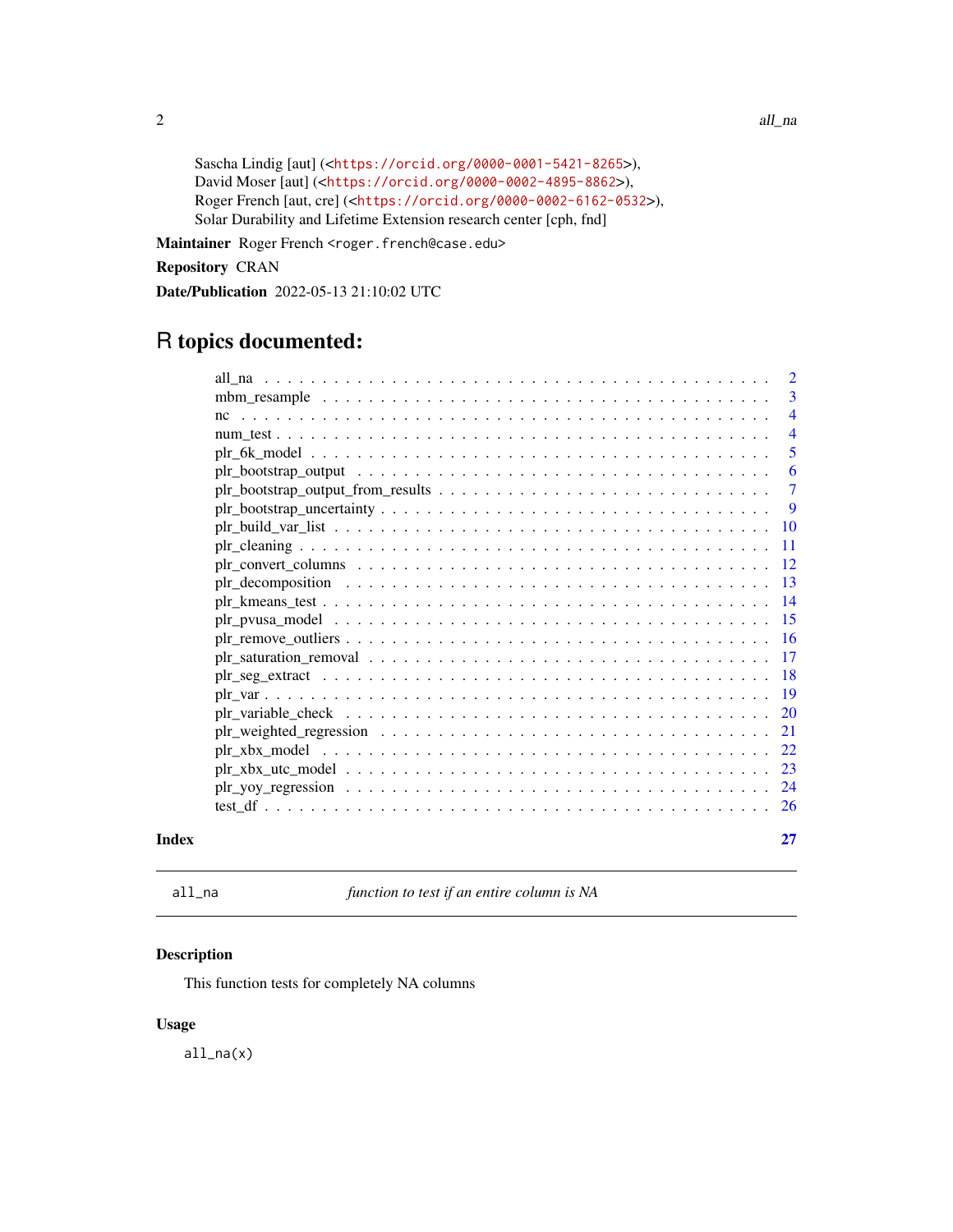Sascha Lindig [aut] (<https://orcid.org/0000-0001-5421-8265>),
David Moser [aut] (<https://orcid.org/0000-0002-4895-8862>),
Roger French [aut, cre] (<https://orcid.org/0000-0002-6162-0532>),
Solar Durability and Lifetime Extension research center [cph, fnd]

**Maintainer** Roger French <roger.french@case.edu>

**Repository** CRAN

**Date/Publication** 2022-05-13 21:10:02 UTC

# R topics documented:

| | |
|---|---|
| all_na | 2 |
| mbm_resample | 3 |
| nc | 4 |
| num_test | 4 |
| plr_6k_model | 5 |
| plr_bootstrap_output | 6 |
| plr_bootstrap_output_from_results | 7 |
| plr_bootstrap_uncertainty | 9 |
| plr_build_var_list | 10 |
| plr_cleaning | 11 |
| plr_convert_columns | 12 |
| plr_decomposition | 13 |
| plr_kmeans_test | 14 |
| plr_pvusa_model | 15 |
| plr_remove_outliers | 16 |
| plr_saturation_removal | 17 |
| plr_seg_extract | 18 |
| plr_var | 19 |
| plr_variable_check | 20 |
| plr_weighted_regression | 21 |
| plr_xbx_model | 22 |
| plr_xbx_utc_model | 23 |
| plr_yoy_regression | 24 |
| test_df | 26 |
| **Index** | **27** |

---

## all_na — *function to test if an entire column is NA*

### Description

This function tests for completely NA columns

### Usage

```
all_na(x)
```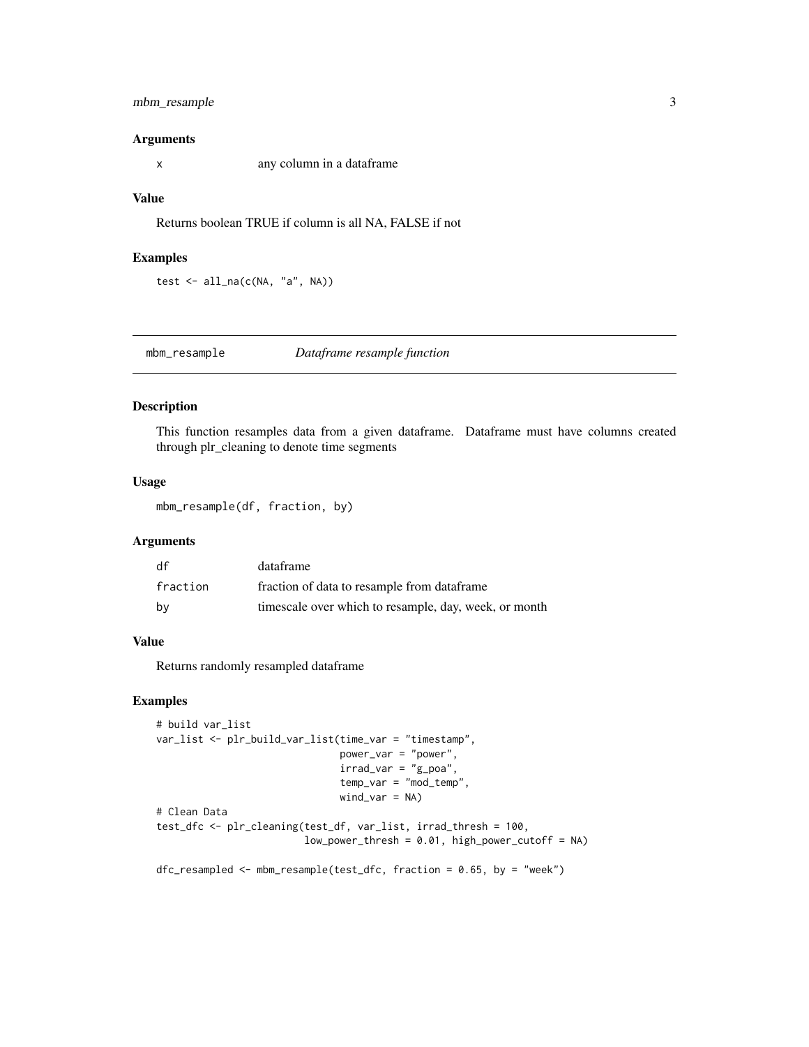### Arguments

| | |
|---|---|
| x | any column in a dataframe |

### Value

Returns boolean TRUE if column is all NA, FALSE if not

### Examples

```
test <- all_na(c(NA, "a", NA))
```

---

## mbm_resample &nbsp;&nbsp;&nbsp; *Dataframe resample function*

---

### Description

This function resamples data from a given dataframe. Dataframe must have columns created through plr_cleaning to denote time segments

### Usage

```
mbm_resample(df, fraction, by)
```

### Arguments

| | |
|---|---|
| df | dataframe |
| fraction | fraction of data to resample from dataframe |
| by | timescale over which to resample, day, week, or month |

### Value

Returns randomly resampled dataframe

### Examples

```
# build var_list
var_list <- plr_build_var_list(time_var = "timestamp",
                               power_var = "power",
                               irrad_var = "g_poa",
                               temp_var = "mod_temp",
                               wind_var = NA)
# Clean Data
test_dfc <- plr_cleaning(test_df, var_list, irrad_thresh = 100,
                         low_power_thresh = 0.01, high_power_cutoff = NA)

dfc_resampled <- mbm_resample(test_dfc, fraction = 0.65, by = "week")
```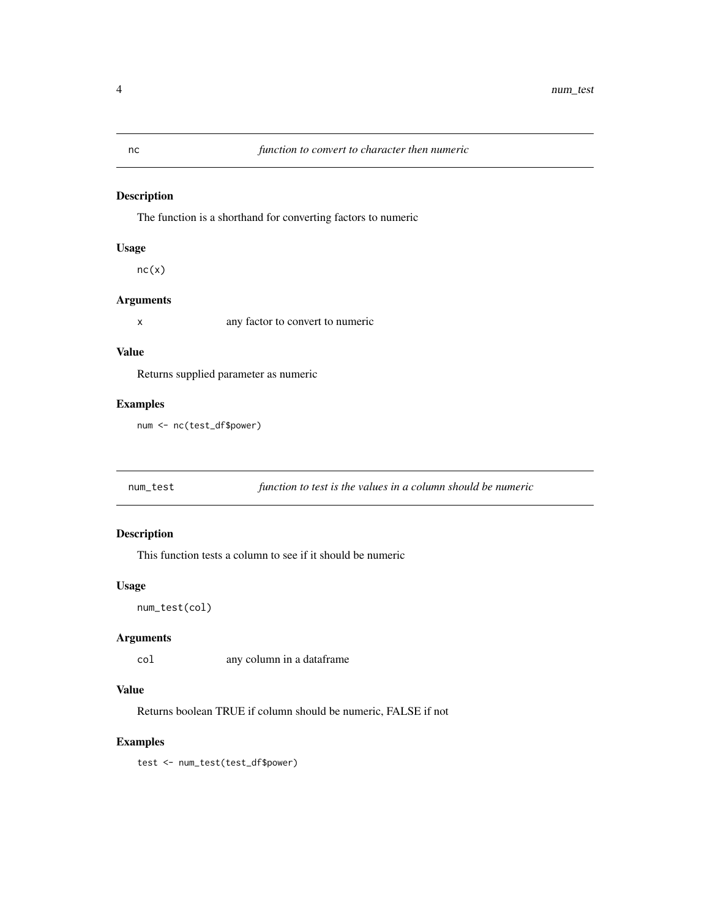## nc — *function to convert to character then numeric*

### Description

The function is a shorthand for converting factors to numeric

### Usage

```
nc(x)
```

### Arguments

| | |
|---|---|
| x | any factor to convert to numeric |

### Value

Returns supplied parameter as numeric

### Examples

```
num <- nc(test_df$power)
```

## num_test — *function to test is the values in a column should be numeric*

### Description

This function tests a column to see if it should be numeric

### Usage

```
num_test(col)
```

### Arguments

| | |
|---|---|
| col | any column in a dataframe |

### Value

Returns boolean TRUE if column should be numeric, FALSE if not

### Examples

```
test <- num_test(test_df$power)
```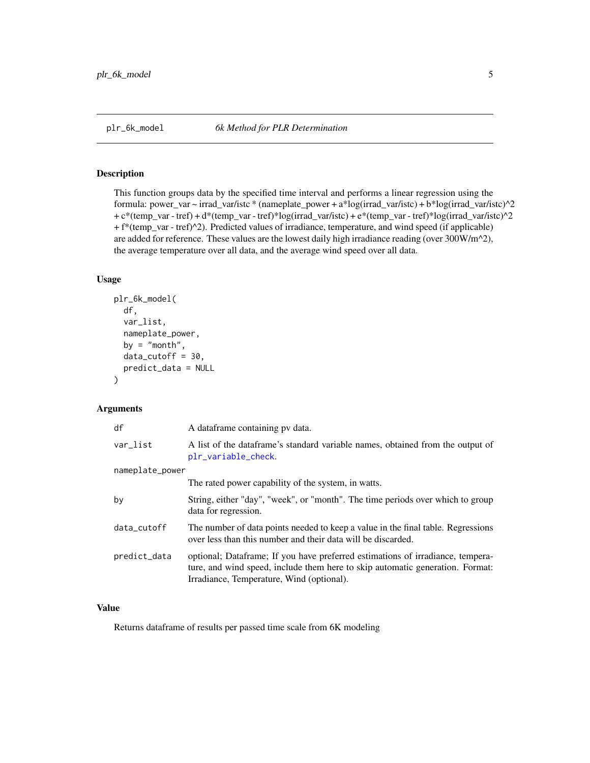## plr_6k_model — *6k Method for PLR Determination*

### Description

This function groups data by the specified time interval and performs a linear regression using the formula: power_var ~ irrad_var/istc * (nameplate_power + a*log(irrad_var/istc) + b*log(irrad_var/istc)^2 + c*(temp_var - tref) + d*(temp_var - tref)*log(irrad_var/istc) + e*(temp_var - tref)*log(irrad_var/istc)^2 + f*(temp_var - tref)^2). Predicted values of irradiance, temperature, and wind speed (if applicable) are added for reference. These values are the lowest daily high irradiance reading (over 300W/m^2), the average temperature over all data, and the average wind speed over all data.

### Usage

```
plr_6k_model(
  df,
  var_list,
  nameplate_power,
  by = "month",
  data_cutoff = 30,
  predict_data = NULL
)
```

### Arguments

| Argument | Description |
|---|---|
| df | A dataframe containing pv data. |
| var_list | A list of the dataframe's standard variable names, obtained from the output of plr_variable_check. |
| nameplate_power | The rated power capability of the system, in watts. |
| by | String, either "day", "week", or "month". The time periods over which to group data for regression. |
| data_cutoff | The number of data points needed to keep a value in the final table. Regressions over less than this number and their data will be discarded. |
| predict_data | optional; Dataframe; If you have preferred estimations of irradiance, temperature, and wind speed, include them here to skip automatic generation. Format: Irradiance, Temperature, Wind (optional). |

### Value

Returns dataframe of results per passed time scale from 6K modeling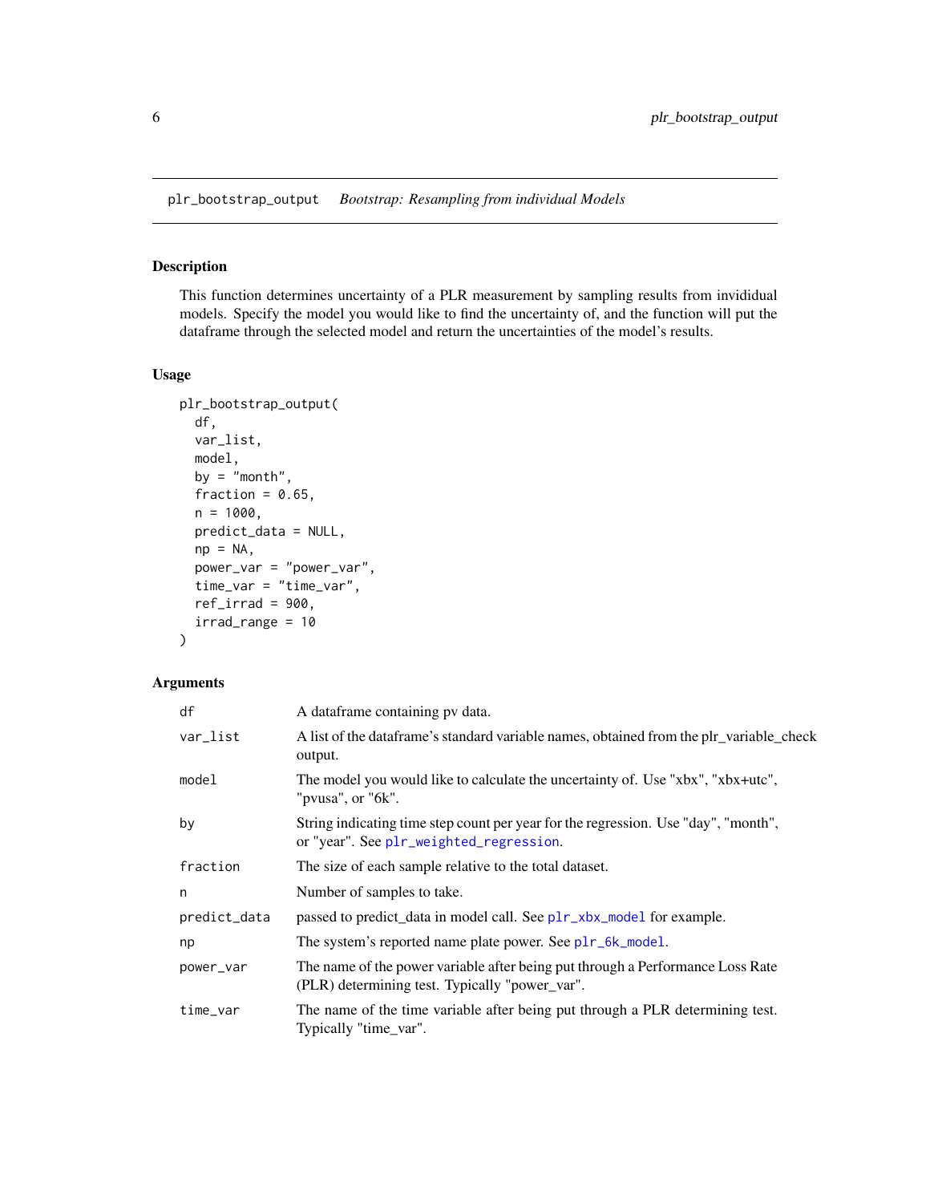## plr_bootstrap_output    *Bootstrap: Resampling from individual Models*

### Description

This function determines uncertainty of a PLR measurement by sampling results from invididual models. Specify the model you would like to find the uncertainty of, and the function will put the dataframe through the selected model and return the uncertainties of the model's results.

### Usage

```
plr_bootstrap_output(
  df,
  var_list,
  model,
  by = "month",
  fraction = 0.65,
  n = 1000,
  predict_data = NULL,
  np = NA,
  power_var = "power_var",
  time_var = "time_var",
  ref_irrad = 900,
  irrad_range = 10
)
```

### Arguments

| | |
|---|---|
| df | A dataframe containing pv data. |
| var_list | A list of the dataframe's standard variable names, obtained from the plr_variable_check output. |
| model | The model you would like to calculate the uncertainty of. Use "xbx", "xbx+utc", "pvusa", or "6k". |
| by | String indicating time step count per year for the regression. Use "day", "month", or "year". See plr_weighted_regression. |
| fraction | The size of each sample relative to the total dataset. |
| n | Number of samples to take. |
| predict_data | passed to predict_data in model call. See plr_xbx_model for example. |
| np | The system's reported name plate power. See plr_6k_model. |
| power_var | The name of the power variable after being put through a Performance Loss Rate (PLR) determining test. Typically "power_var". |
| time_var | The name of the time variable after being put through a PLR determining test. Typically "time_var". |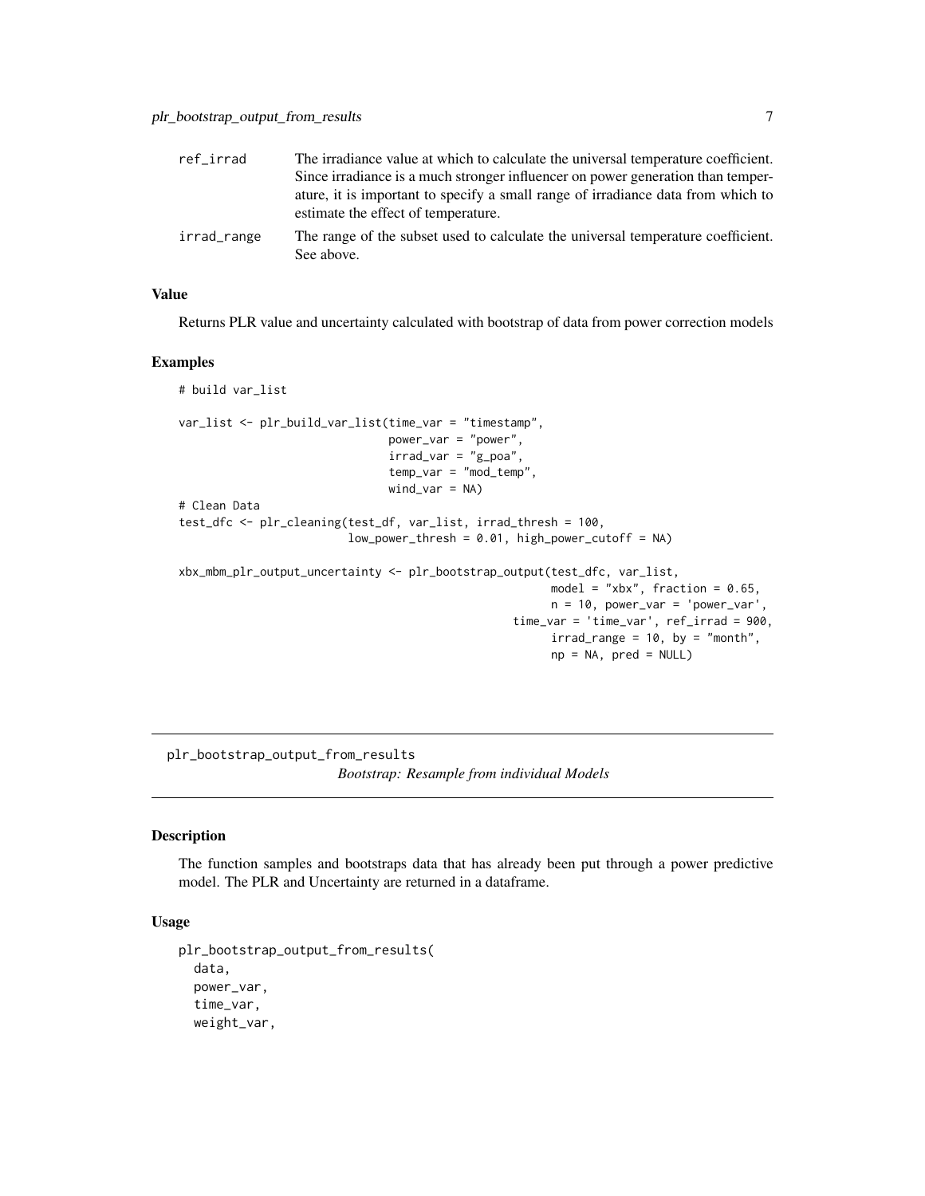| | |
|---|---|
| ref_irrad | The irradiance value at which to calculate the universal temperature coefficient. Since irradiance is a much stronger influencer on power generation than temperature, it is important to specify a small range of irradiance data from which to estimate the effect of temperature. |
| irrad_range | The range of the subset used to calculate the universal temperature coefficient. See above. |

### Value

Returns PLR value and uncertainty calculated with bootstrap of data from power correction models

### Examples

```
# build var_list

var_list <- plr_build_var_list(time_var = "timestamp",
                               power_var = "power",
                               irrad_var = "g_poa",
                               temp_var = "mod_temp",
                               wind_var = NA)
# Clean Data
test_dfc <- plr_cleaning(test_df, var_list, irrad_thresh = 100,
                         low_power_thresh = 0.01, high_power_cutoff = NA)

xbx_mbm_plr_output_uncertainty <- plr_bootstrap_output(test_dfc, var_list,
                                                       model = "xbx", fraction = 0.65,
                                                       n = 10, power_var = 'power_var',
                                                   time_var = 'time_var', ref_irrad = 900,
                                                       irrad_range = 10, by = "month",
                                                       np = NA, pred = NULL)
```

---

## plr_bootstrap_output_from_results

*Bootstrap: Resample from individual Models*

### Description

The function samples and bootstraps data that has already been put through a power predictive model. The PLR and Uncertainty are returned in a dataframe.

### Usage

```
plr_bootstrap_output_from_results(
  data,
  power_var,
  time_var,
  weight_var,
```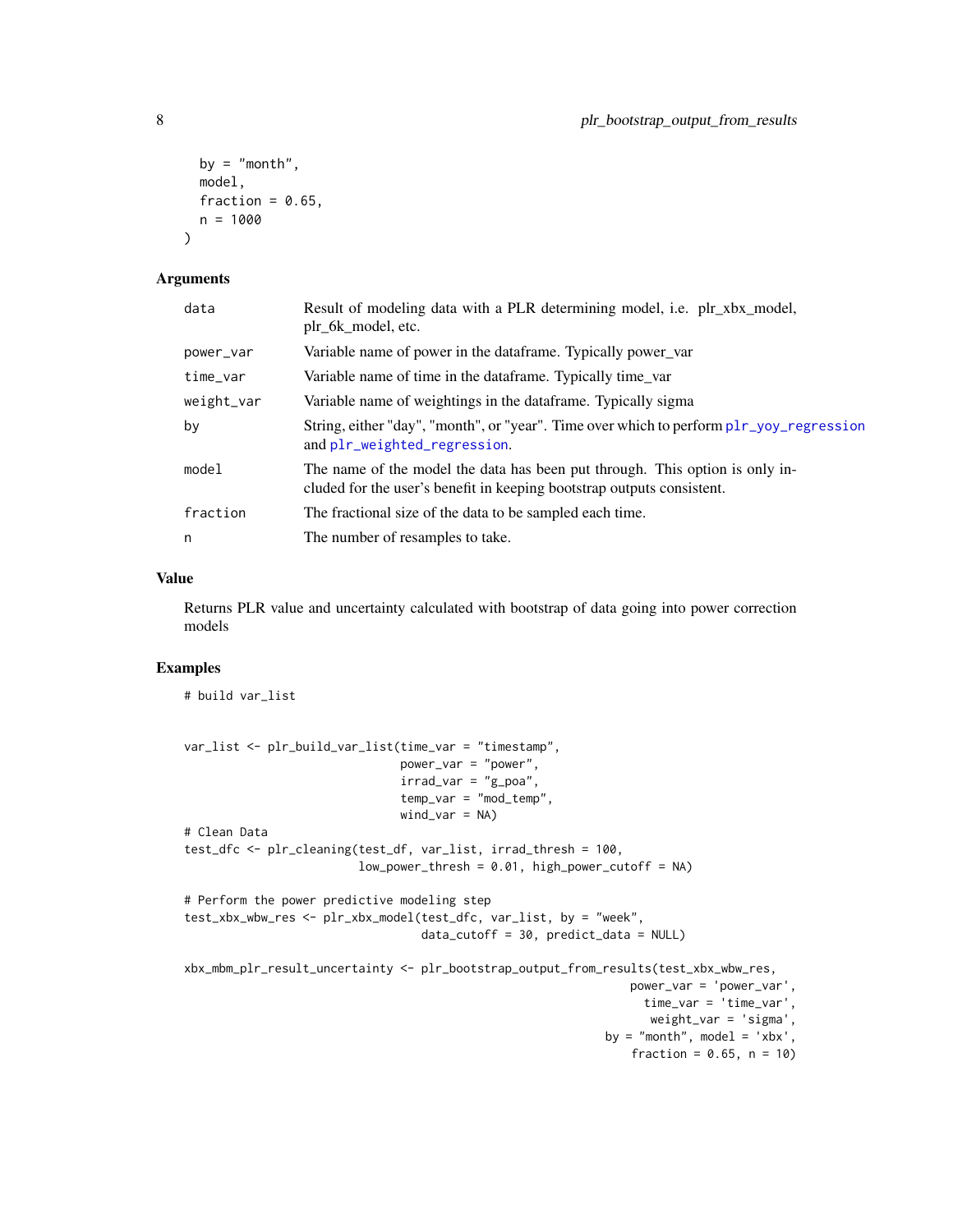```
  by = "month",
  model,
  fraction = 0.65,
  n = 1000
)
```

## Arguments

| | |
|---|---|
| data | Result of modeling data with a PLR determining model, i.e. plr_xbx_model, plr_6k_model, etc. |
| power_var | Variable name of power in the dataframe. Typically power_var |
| time_var | Variable name of time in the dataframe. Typically time_var |
| weight_var | Variable name of weightings in the dataframe. Typically sigma |
| by | String, either "day", "month", or "year". Time over which to perform plr_yoy_regression and plr_weighted_regression. |
| model | The name of the model the data has been put through. This option is only included for the user's benefit in keeping bootstrap outputs consistent. |
| fraction | The fractional size of the data to be sampled each time. |
| n | The number of resamples to take. |

## Value

Returns PLR value and uncertainty calculated with bootstrap of data going into power correction models

## Examples

```
# build var_list


var_list <- plr_build_var_list(time_var = "timestamp",
                               power_var = "power",
                               irrad_var = "g_poa",
                               temp_var = "mod_temp",
                               wind_var = NA)
# Clean Data
test_dfc <- plr_cleaning(test_df, var_list, irrad_thresh = 100,
                         low_power_thresh = 0.01, high_power_cutoff = NA)

# Perform the power predictive modeling step
test_xbx_wbw_res <- plr_xbx_model(test_dfc, var_list, by = "week",
                                  data_cutoff = 30, predict_data = NULL)

xbx_mbm_plr_result_uncertainty <- plr_bootstrap_output_from_results(test_xbx_wbw_res,
                                                              power_var = 'power_var',
                                                                time_var = 'time_var',
                                                                 weight_var = 'sigma',
                                                          by = "month", model = 'xbx',
                                                              fraction = 0.65, n = 10)
```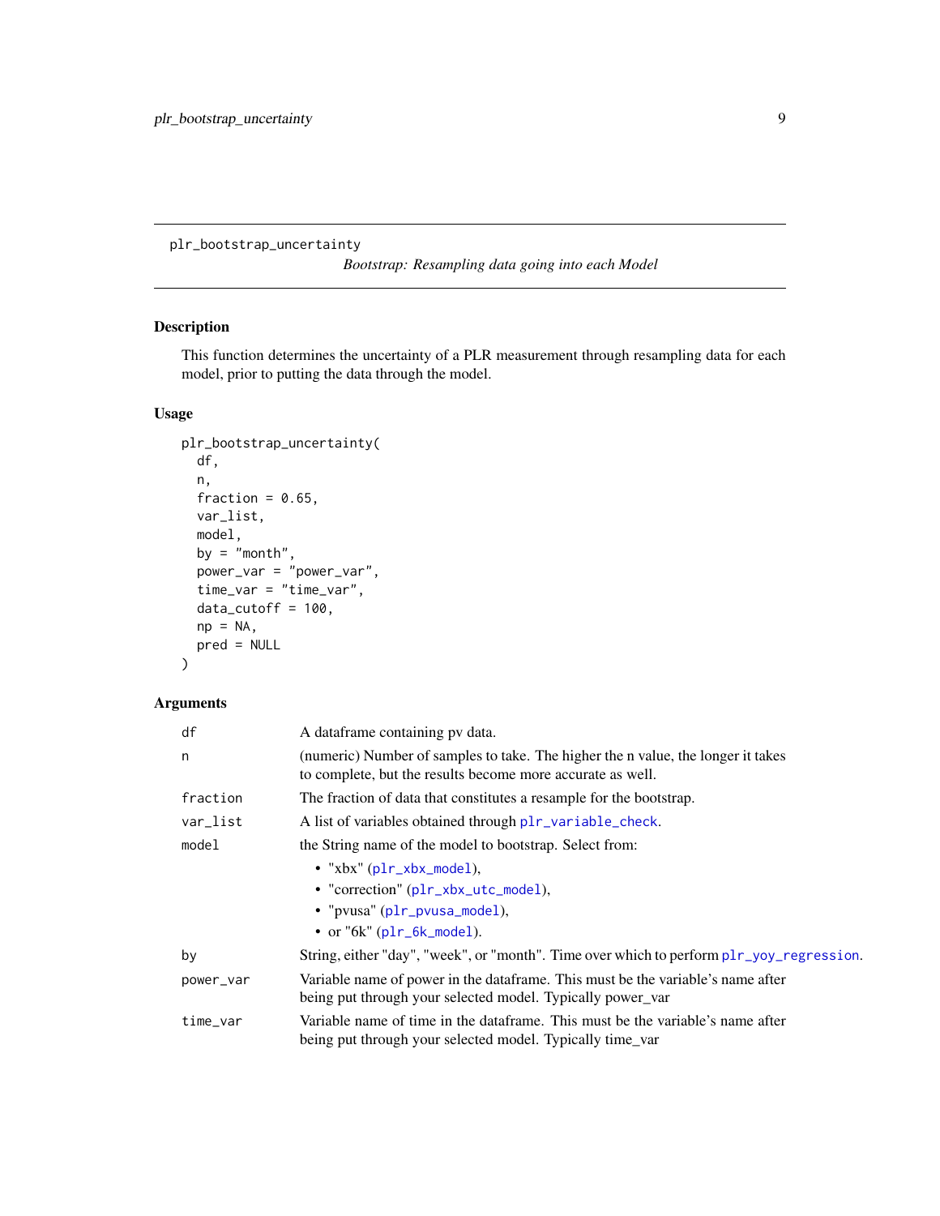plr_bootstrap_uncertainty

*Bootstrap: Resampling data going into each Model*

## Description

This function determines the uncertainty of a PLR measurement through resampling data for each model, prior to putting the data through the model.

## Usage

```
plr_bootstrap_uncertainty(
  df,
  n,
  fraction = 0.65,
  var_list,
  model,
  by = "month",
  power_var = "power_var",
  time_var = "time_var",
  data_cutoff = 100,
  np = NA,
  pred = NULL
)
```

## Arguments

| | |
|---|---|
| df | A dataframe containing pv data. |
| n | (numeric) Number of samples to take. The higher the n value, the longer it takes to complete, but the results become more accurate as well. |
| fraction | The fraction of data that constitutes a resample for the bootstrap. |
| var_list | A list of variables obtained through plr_variable_check. |
| model | the String name of the model to bootstrap. Select from: • "xbx" (plr_xbx_model), • "correction" (plr_xbx_utc_model), • "pvusa" (plr_pvusa_model), • or "6k" (plr_6k_model). |
| by | String, either "day", "week", or "month". Time over which to perform plr_yoy_regression. |
| power_var | Variable name of power in the dataframe. This must be the variable's name after being put through your selected model. Typically power_var |
| time_var | Variable name of time in the dataframe. This must be the variable's name after being put through your selected model. Typically time_var |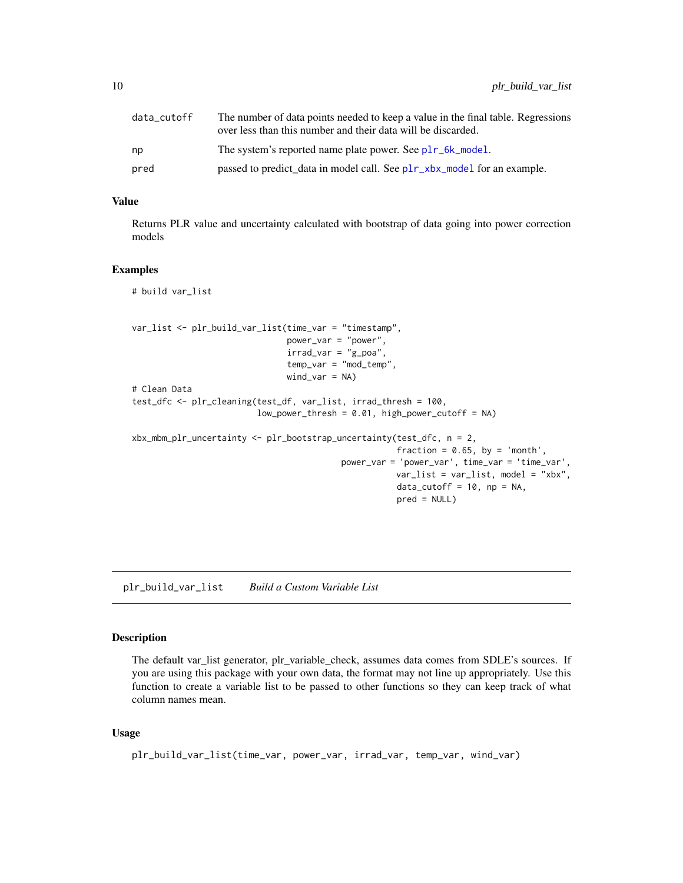| | |
|---|---|
| data_cutoff | The number of data points needed to keep a value in the final table. Regressions over less than this number and their data will be discarded. |
| np | The system's reported name plate power. See plr_6k_model. |
| pred | passed to predict_data in model call. See plr_xbx_model for an example. |

## Value

Returns PLR value and uncertainty calculated with bootstrap of data going into power correction models

## Examples

```
# build var_list


var_list <- plr_build_var_list(time_var = "timestamp",
                               power_var = "power",
                               irrad_var = "g_poa",
                               temp_var = "mod_temp",
                               wind_var = NA)
# Clean Data
test_dfc <- plr_cleaning(test_df, var_list, irrad_thresh = 100,
                         low_power_thresh = 0.01, high_power_cutoff = NA)

xbx_mbm_plr_uncertainty <- plr_bootstrap_uncertainty(test_dfc, n = 2,
                                                     fraction = 0.65, by = 'month',
                                          power_var = 'power_var', time_var = 'time_var',
                                                     var_list = var_list, model = "xbx",
                                                     data_cutoff = 10, np = NA,
                                                     pred = NULL)
```

---

# plr_build_var_list    *Build a Custom Variable List*

## Description

The default var_list generator, plr_variable_check, assumes data comes from SDLE's sources. If you are using this package with your own data, the format may not line up appropriately. Use this function to create a variable list to be passed to other functions so they can keep track of what column names mean.

## Usage

```
plr_build_var_list(time_var, power_var, irrad_var, temp_var, wind_var)
```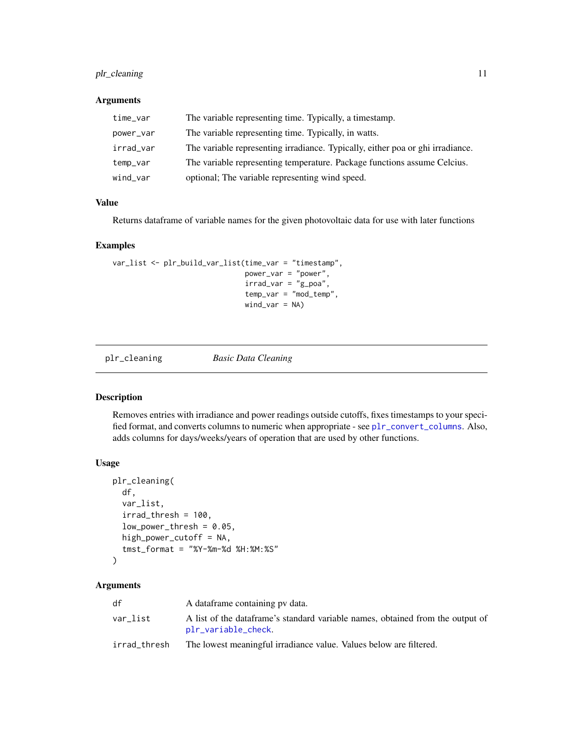### Arguments

| | |
|---|---|
| time_var | The variable representing time. Typically, a timestamp. |
| power_var | The variable representing time. Typically, in watts. |
| irrad_var | The variable representing irradiance. Typically, either poa or ghi irradiance. |
| temp_var | The variable representing temperature. Package functions assume Celcius. |
| wind_var | optional; The variable representing wind speed. |

### Value

Returns dataframe of variable names for the given photovoltaic data for use with later functions

### Examples

```
var_list <- plr_build_var_list(time_var = "timestamp",
                               power_var = "power",
                               irrad_var = "g_poa",
                               temp_var = "mod_temp",
                               wind_var = NA)
```

---

## plr_cleaning *Basic Data Cleaning*

### Description

Removes entries with irradiance and power readings outside cutoffs, fixes timestamps to your specified format, and converts columns to numeric when appropriate - see plr_convert_columns. Also, adds columns for days/weeks/years of operation that are used by other functions.

### Usage

```
plr_cleaning(
  df,
  var_list,
  irrad_thresh = 100,
  low_power_thresh = 0.05,
  high_power_cutoff = NA,
  tmst_format = "%Y-%m-%d %H:%M:%S"
)
```

### Arguments

| | |
|---|---|
| df | A dataframe containing pv data. |
| var_list | A list of the dataframe's standard variable names, obtained from the output of plr_variable_check. |
| irrad_thresh | The lowest meaningful irradiance value. Values below are filtered. |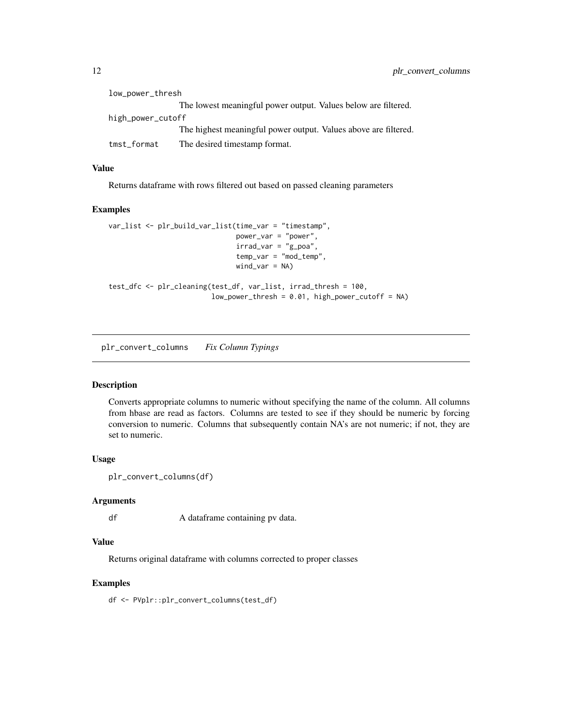low_power_thresh
: The lowest meaningful power output. Values below are filtered.

high_power_cutoff
: The highest meaningful power output. Values above are filtered.

tmst_format
: The desired timestamp format.

### Value

Returns dataframe with rows filtered out based on passed cleaning parameters

### Examples

```
var_list <- plr_build_var_list(time_var = "timestamp",
                               power_var = "power",
                               irrad_var = "g_poa",
                               temp_var = "mod_temp",
                               wind_var = NA)

test_dfc <- plr_cleaning(test_df, var_list, irrad_thresh = 100,
                         low_power_thresh = 0.01, high_power_cutoff = NA)
```

## plr_convert_columns    *Fix Column Typings*

### Description

Converts appropriate columns to numeric without specifying the name of the column. All columns from hbase are read as factors. Columns are tested to see if they should be numeric by forcing conversion to numeric. Columns that subsequently contain NA's are not numeric; if not, they are set to numeric.

### Usage

```
plr_convert_columns(df)
```

### Arguments

df
: A dataframe containing pv data.

### Value

Returns original dataframe with columns corrected to proper classes

### Examples

```
df <- PVplr::plr_convert_columns(test_df)
```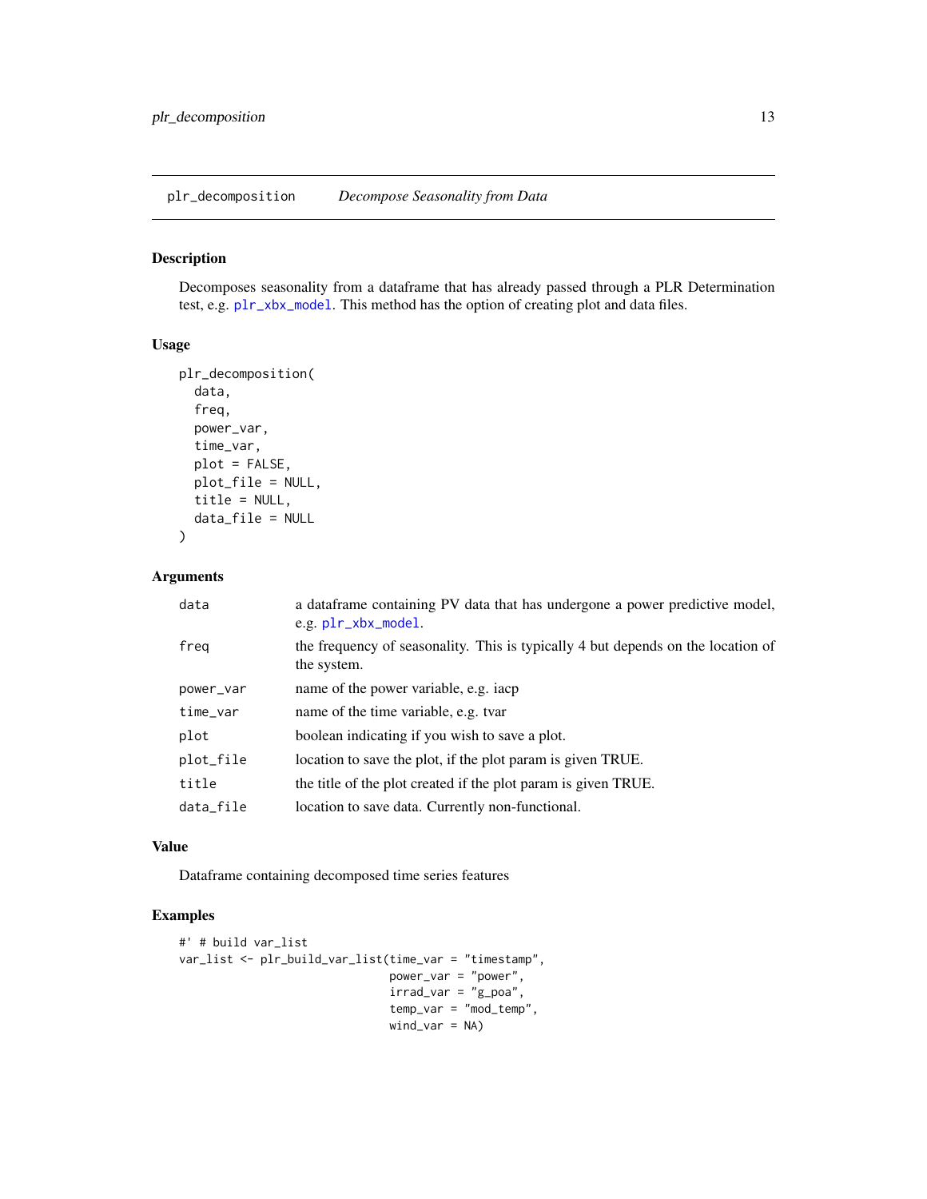## plr_decomposition *Decompose Seasonality from Data*

### Description

Decomposes seasonality from a dataframe that has already passed through a PLR Determination test, e.g. plr_xbx_model. This method has the option of creating plot and data files.

### Usage

```
plr_decomposition(
  data,
  freq,
  power_var,
  time_var,
  plot = FALSE,
  plot_file = NULL,
  title = NULL,
  data_file = NULL
)
```

### Arguments

| | |
|---|---|
| data | a dataframe containing PV data that has undergone a power predictive model, e.g. plr_xbx_model. |
| freq | the frequency of seasonality. This is typically 4 but depends on the location of the system. |
| power_var | name of the power variable, e.g. iacp |
| time_var | name of the time variable, e.g. tvar |
| plot | boolean indicating if you wish to save a plot. |
| plot_file | location to save the plot, if the plot param is given TRUE. |
| title | the title of the plot created if the plot param is given TRUE. |
| data_file | location to save data. Currently non-functional. |

### Value

Dataframe containing decomposed time series features

### Examples

```
#' # build var_list
var_list <- plr_build_var_list(time_var = "timestamp",
                               power_var = "power",
                               irrad_var = "g_poa",
                               temp_var = "mod_temp",
                               wind_var = NA)
```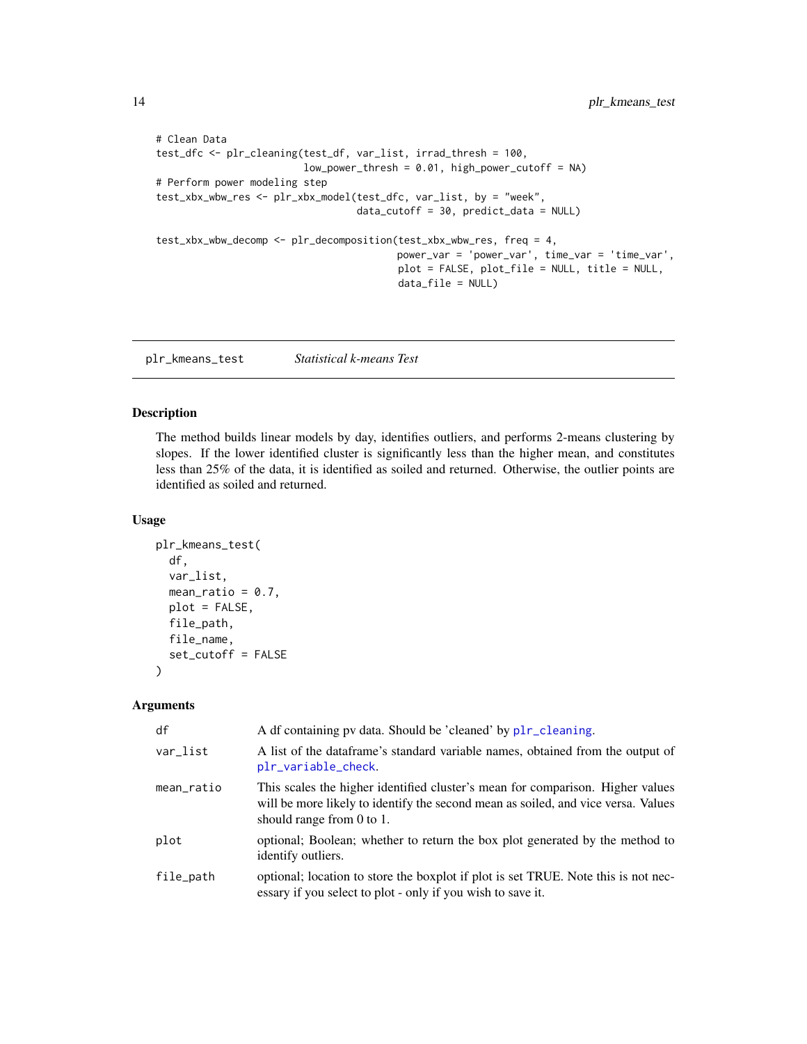```
# Clean Data
test_dfc <- plr_cleaning(test_df, var_list, irrad_thresh = 100,
                         low_power_thresh = 0.01, high_power_cutoff = NA)
# Perform power modeling step
test_xbx_wbw_res <- plr_xbx_model(test_dfc, var_list, by = "week",
                                  data_cutoff = 30, predict_data = NULL)

test_xbx_wbw_decomp <- plr_decomposition(test_xbx_wbw_res, freq = 4,
                                         power_var = 'power_var', time_var = 'time_var',
                                         plot = FALSE, plot_file = NULL, title = NULL,
                                         data_file = NULL)
```

## plr_kmeans_test — *Statistical k-means Test*

### Description

The method builds linear models by day, identifies outliers, and performs 2-means clustering by slopes. If the lower identified cluster is significantly less than the higher mean, and constitutes less than 25% of the data, it is identified as soiled and returned. Otherwise, the outlier points are identified as soiled and returned.

### Usage

```
plr_kmeans_test(
  df,
  var_list,
  mean_ratio = 0.7,
  plot = FALSE,
  file_path,
  file_name,
  set_cutoff = FALSE
)
```

### Arguments

| | |
|---|---|
| `df` | A df containing pv data. Should be 'cleaned' by `plr_cleaning`. |
| `var_list` | A list of the dataframe's standard variable names, obtained from the output of `plr_variable_check`. |
| `mean_ratio` | This scales the higher identified cluster's mean for comparison. Higher values will be more likely to identify the second mean as soiled, and vice versa. Values should range from 0 to 1. |
| `plot` | optional; Boolean; whether to return the box plot generated by the method to identify outliers. |
| `file_path` | optional; location to store the boxplot if plot is set TRUE. Note this is not necessary if you select to plot - only if you wish to save it. |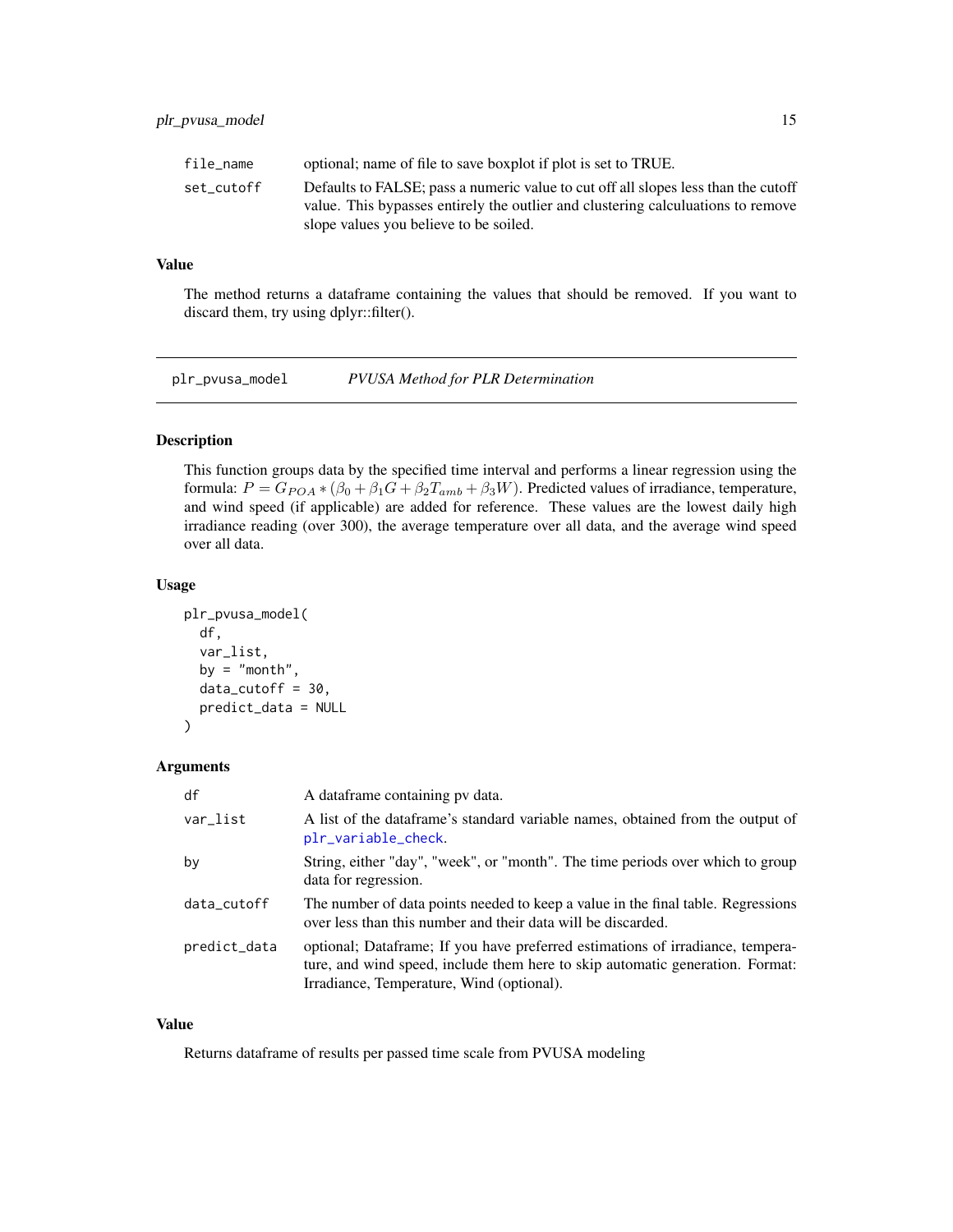| | |
|---|---|
| file_name | optional; name of file to save boxplot if plot is set to TRUE. |
| set_cutoff | Defaults to FALSE; pass a numeric value to cut off all slopes less than the cutoff value. This bypasses entirely the outlier and clustering calculuations to remove slope values you believe to be soiled. |

### Value

The method returns a dataframe containing the values that should be removed. If you want to discard them, try using dplyr::filter().

## plr_pvusa_model — *PVUSA Method for PLR Determination*

### Description

This function groups data by the specified time interval and performs a linear regression using the formula: $P = G_{POA} * (\beta_0 + \beta_1 G + \beta_2 T_{amb} + \beta_3 W)$. Predicted values of irradiance, temperature, and wind speed (if applicable) are added for reference. These values are the lowest daily high irradiance reading (over 300), the average temperature over all data, and the average wind speed over all data.

### Usage

```
plr_pvusa_model(
  df,
  var_list,
  by = "month",
  data_cutoff = 30,
  predict_data = NULL
)
```

### Arguments

| | |
|---|---|
| df | A dataframe containing pv data. |
| var_list | A list of the dataframe's standard variable names, obtained from the output of plr_variable_check. |
| by | String, either "day", "week", or "month". The time periods over which to group data for regression. |
| data_cutoff | The number of data points needed to keep a value in the final table. Regressions over less than this number and their data will be discarded. |
| predict_data | optional; Dataframe; If you have preferred estimations of irradiance, temperature, and wind speed, include them here to skip automatic generation. Format: Irradiance, Temperature, Wind (optional). |

### Value

Returns dataframe of results per passed time scale from PVUSA modeling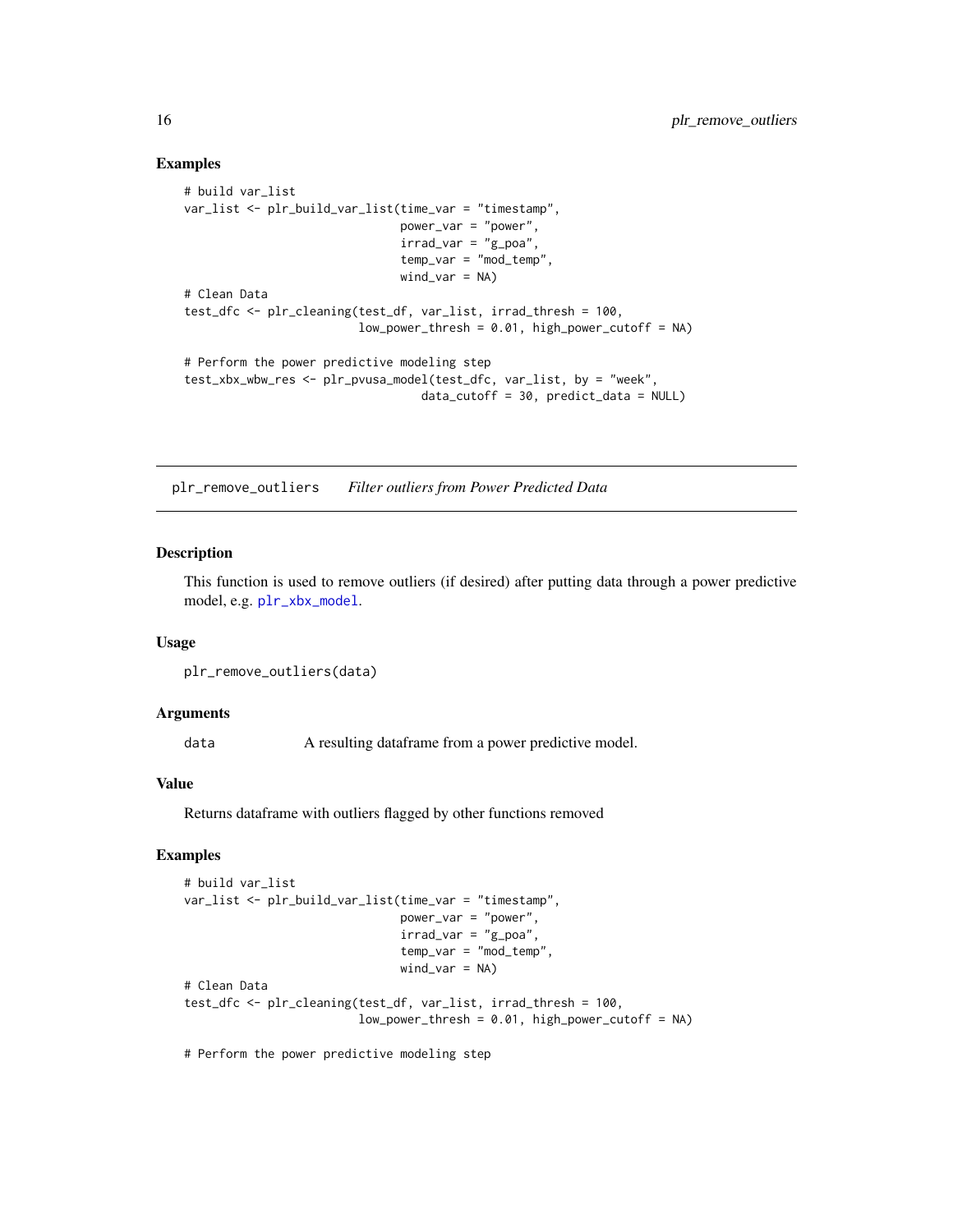### Examples

```
# build var_list
var_list <- plr_build_var_list(time_var = "timestamp",
                               power_var = "power",
                               irrad_var = "g_poa",
                               temp_var = "mod_temp",
                               wind_var = NA)
# Clean Data
test_dfc <- plr_cleaning(test_df, var_list, irrad_thresh = 100,
                         low_power_thresh = 0.01, high_power_cutoff = NA)

# Perform the power predictive modeling step
test_xbx_wbw_res <- plr_pvusa_model(test_dfc, var_list, by = "week",
                                    data_cutoff = 30, predict_data = NULL)
```

## plr_remove_outliers    *Filter outliers from Power Predicted Data*

### Description

This function is used to remove outliers (if desired) after putting data through a power predictive model, e.g. `plr_xbx_model`.

### Usage

```
plr_remove_outliers(data)
```

### Arguments

| | |
|---|---|
| `data` | A resulting dataframe from a power predictive model. |

### Value

Returns dataframe with outliers flagged by other functions removed

### Examples

```
# build var_list
var_list <- plr_build_var_list(time_var = "timestamp",
                               power_var = "power",
                               irrad_var = "g_poa",
                               temp_var = "mod_temp",
                               wind_var = NA)
# Clean Data
test_dfc <- plr_cleaning(test_df, var_list, irrad_thresh = 100,
                         low_power_thresh = 0.01, high_power_cutoff = NA)

# Perform the power predictive modeling step
```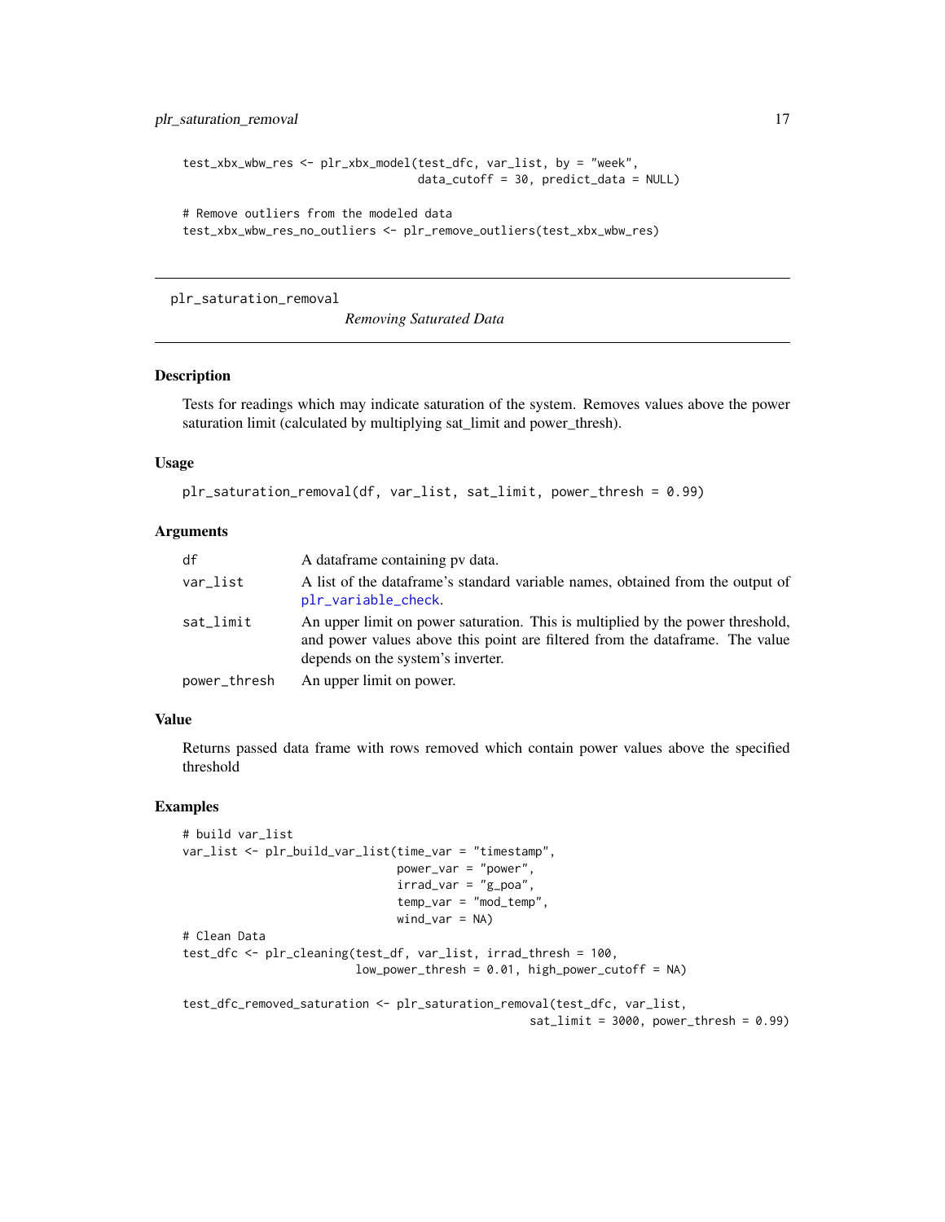```
test_xbx_wbw_res <- plr_xbx_model(test_dfc, var_list, by = "week",
                                  data_cutoff = 30, predict_data = NULL)

# Remove outliers from the modeled data
test_xbx_wbw_res_no_outliers <- plr_remove_outliers(test_xbx_wbw_res)
```

---

## plr_saturation_removal

*Removing Saturated Data*

### Description

Tests for readings which may indicate saturation of the system. Removes values above the power saturation limit (calculated by multiplying sat_limit and power_thresh).

### Usage

```
plr_saturation_removal(df, var_list, sat_limit, power_thresh = 0.99)
```

### Arguments

| | |
|---|---|
| df | A dataframe containing pv data. |
| var_list | A list of the dataframe's standard variable names, obtained from the output of plr_variable_check. |
| sat_limit | An upper limit on power saturation. This is multiplied by the power threshold, and power values above this point are filtered from the dataframe. The value depends on the system's inverter. |
| power_thresh | An upper limit on power. |

### Value

Returns passed data frame with rows removed which contain power values above the specified threshold

### Examples

```
# build var_list
var_list <- plr_build_var_list(time_var = "timestamp",
                               power_var = "power",
                               irrad_var = "g_poa",
                               temp_var = "mod_temp",
                               wind_var = NA)
# Clean Data
test_dfc <- plr_cleaning(test_df, var_list, irrad_thresh = 100,
                         low_power_thresh = 0.01, high_power_cutoff = NA)

test_dfc_removed_saturation <- plr_saturation_removal(test_dfc, var_list,
                                                      sat_limit = 3000, power_thresh = 0.99)
```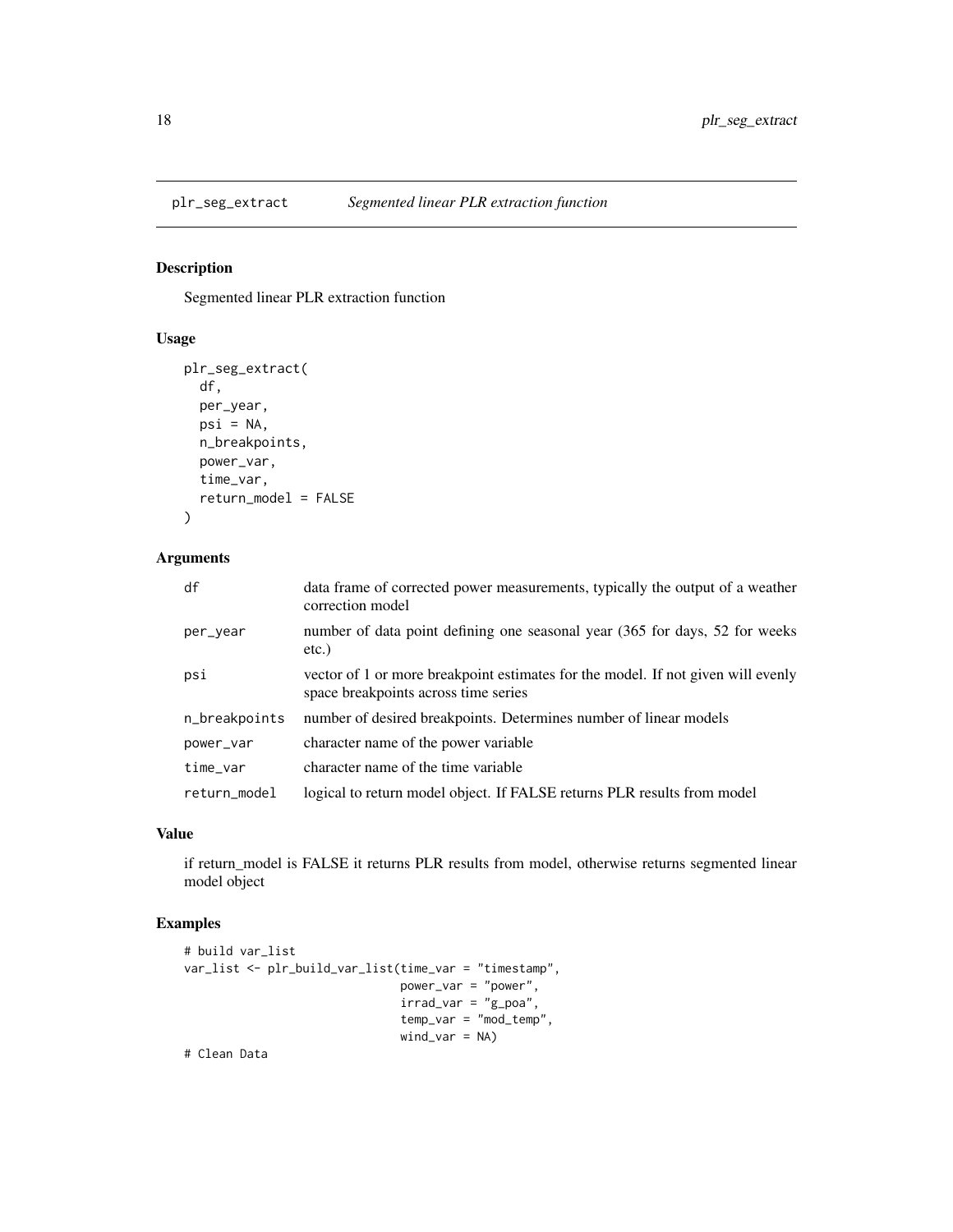# plr_seg_extract *Segmented linear PLR extraction function*

## Description

Segmented linear PLR extraction function

## Usage

```
plr_seg_extract(
  df,
  per_year,
  psi = NA,
  n_breakpoints,
  power_var,
  time_var,
  return_model = FALSE
)
```

## Arguments

| | |
|---|---|
| df | data frame of corrected power measurements, typically the output of a weather correction model |
| per_year | number of data point defining one seasonal year (365 for days, 52 for weeks etc.) |
| psi | vector of 1 or more breakpoint estimates for the model. If not given will evenly space breakpoints across time series |
| n_breakpoints | number of desired breakpoints. Determines number of linear models |
| power_var | character name of the power variable |
| time_var | character name of the time variable |
| return_model | logical to return model object. If FALSE returns PLR results from model |

## Value

if return_model is FALSE it returns PLR results from model, otherwise returns segmented linear model object

## Examples

```
# build var_list
var_list <- plr_build_var_list(time_var = "timestamp",
                               power_var = "power",
                               irrad_var = "g_poa",
                               temp_var = "mod_temp",
                               wind_var = NA)
# Clean Data
```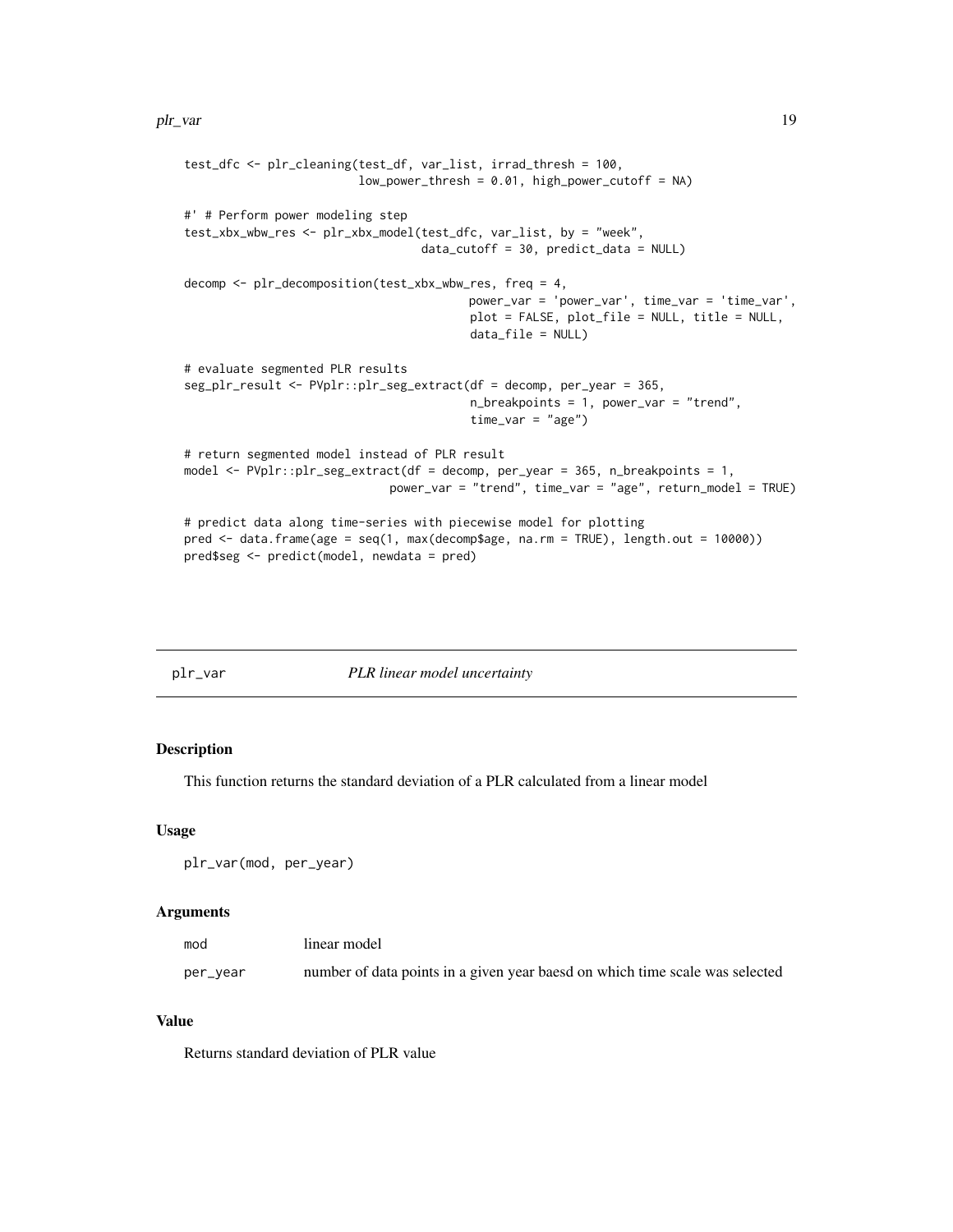```
test_dfc <- plr_cleaning(test_df, var_list, irrad_thresh = 100,
                         low_power_thresh = 0.01, high_power_cutoff = NA)

#' # Perform power modeling step
test_xbx_wbw_res <- plr_xbx_model(test_dfc, var_list, by = "week",
                                  data_cutoff = 30, predict_data = NULL)

decomp <- plr_decomposition(test_xbx_wbw_res, freq = 4,
                                          power_var = 'power_var', time_var = 'time_var',
                                          plot = FALSE, plot_file = NULL, title = NULL,
                                          data_file = NULL)

# evaluate segmented PLR results
seg_plr_result <- PVplr::plr_seg_extract(df = decomp, per_year = 365,
                                          n_breakpoints = 1, power_var = "trend",
                                          time_var = "age")

# return segmented model instead of PLR result
model <- PVplr::plr_seg_extract(df = decomp, per_year = 365, n_breakpoints = 1,
                                power_var = "trend", time_var = "age", return_model = TRUE)

# predict data along time-series with piecewise model for plotting
pred <- data.frame(age = seq(1, max(decomp$age, na.rm = TRUE), length.out = 10000))
pred$seg <- predict(model, newdata = pred)
```

## plr_var — *PLR linear model uncertainty*

### Description

This function returns the standard deviation of a PLR calculated from a linear model

### Usage

```
plr_var(mod, per_year)
```

### Arguments

| Argument | Description |
|---|---|
| mod | linear model |
| per_year | number of data points in a given year baesd on which time scale was selected |

### Value

Returns standard deviation of PLR value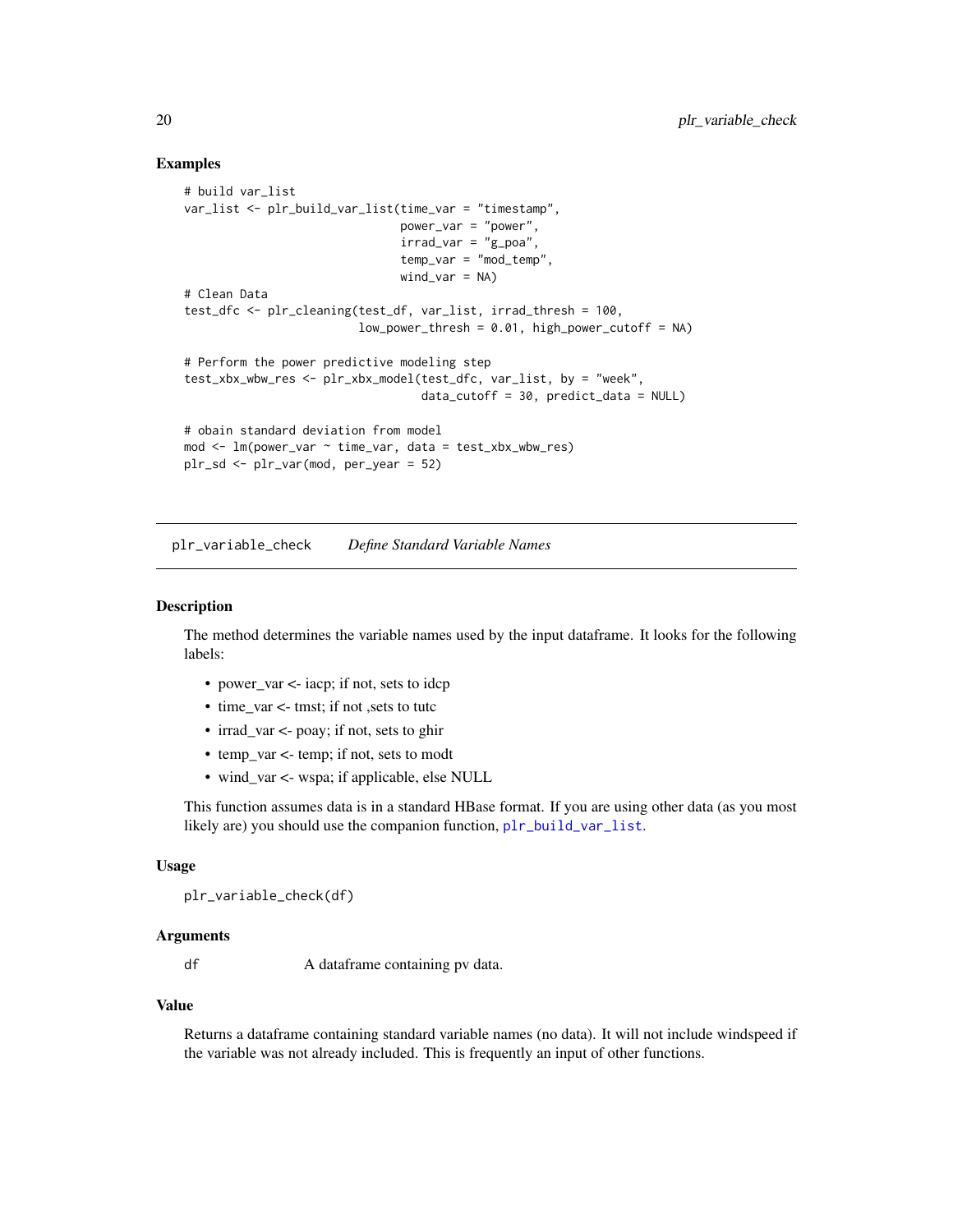### Examples

```
# build var_list
var_list <- plr_build_var_list(time_var = "timestamp",
                               power_var = "power",
                               irrad_var = "g_poa",
                               temp_var = "mod_temp",
                               wind_var = NA)
# Clean Data
test_dfc <- plr_cleaning(test_df, var_list, irrad_thresh = 100,
                         low_power_thresh = 0.01, high_power_cutoff = NA)

# Perform the power predictive modeling step
test_xbx_wbw_res <- plr_xbx_model(test_dfc, var_list, by = "week",
                                  data_cutoff = 30, predict_data = NULL)

# obain standard deviation from model
mod <- lm(power_var ~ time_var, data = test_xbx_wbw_res)
plr_sd <- plr_var(mod, per_year = 52)
```

---

## plr_variable_check    *Define Standard Variable Names*

### Description

The method determines the variable names used by the input dataframe. It looks for the following labels:

- power_var <- iacp; if not, sets to idcp
- time_var <- tmst; if not ,sets to tutc
- irrad_var <- poay; if not, sets to ghir
- temp_var <- temp; if not, sets to modt
- wind_var <- wspa; if applicable, else NULL

This function assumes data is in a standard HBase format. If you are using other data (as you most likely are) you should use the companion function, `plr_build_var_list`.

### Usage

```
plr_variable_check(df)
```

### Arguments

| | |
|---|---|
| df | A dataframe containing pv data. |

### Value

Returns a dataframe containing standard variable names (no data). It will not include windspeed if the variable was not already included. This is frequently an input of other functions.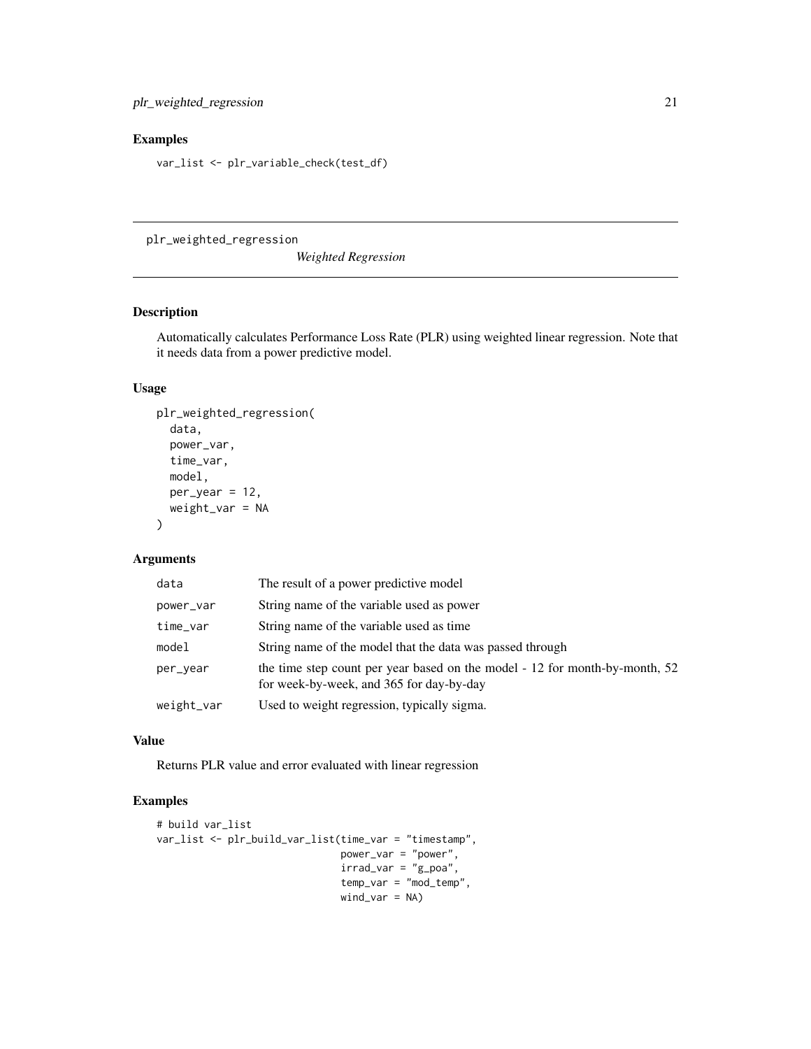## Examples

```
var_list <- plr_variable_check(test_df)
```

---

# plr_weighted_regression

*Weighted Regression*

---

## Description

Automatically calculates Performance Loss Rate (PLR) using weighted linear regression. Note that it needs data from a power predictive model.

## Usage

```
plr_weighted_regression(
  data,
  power_var,
  time_var,
  model,
  per_year = 12,
  weight_var = NA
)
```

## Arguments

| | |
|---|---|
| data | The result of a power predictive model |
| power_var | String name of the variable used as power |
| time_var | String name of the variable used as time |
| model | String name of the model that the data was passed through |
| per_year | the time step count per year based on the model - 12 for month-by-month, 52 for week-by-week, and 365 for day-by-day |
| weight_var | Used to weight regression, typically sigma. |

## Value

Returns PLR value and error evaluated with linear regression

## Examples

```
# build var_list
var_list <- plr_build_var_list(time_var = "timestamp",
                               power_var = "power",
                               irrad_var = "g_poa",
                               temp_var = "mod_temp",
                               wind_var = NA)
```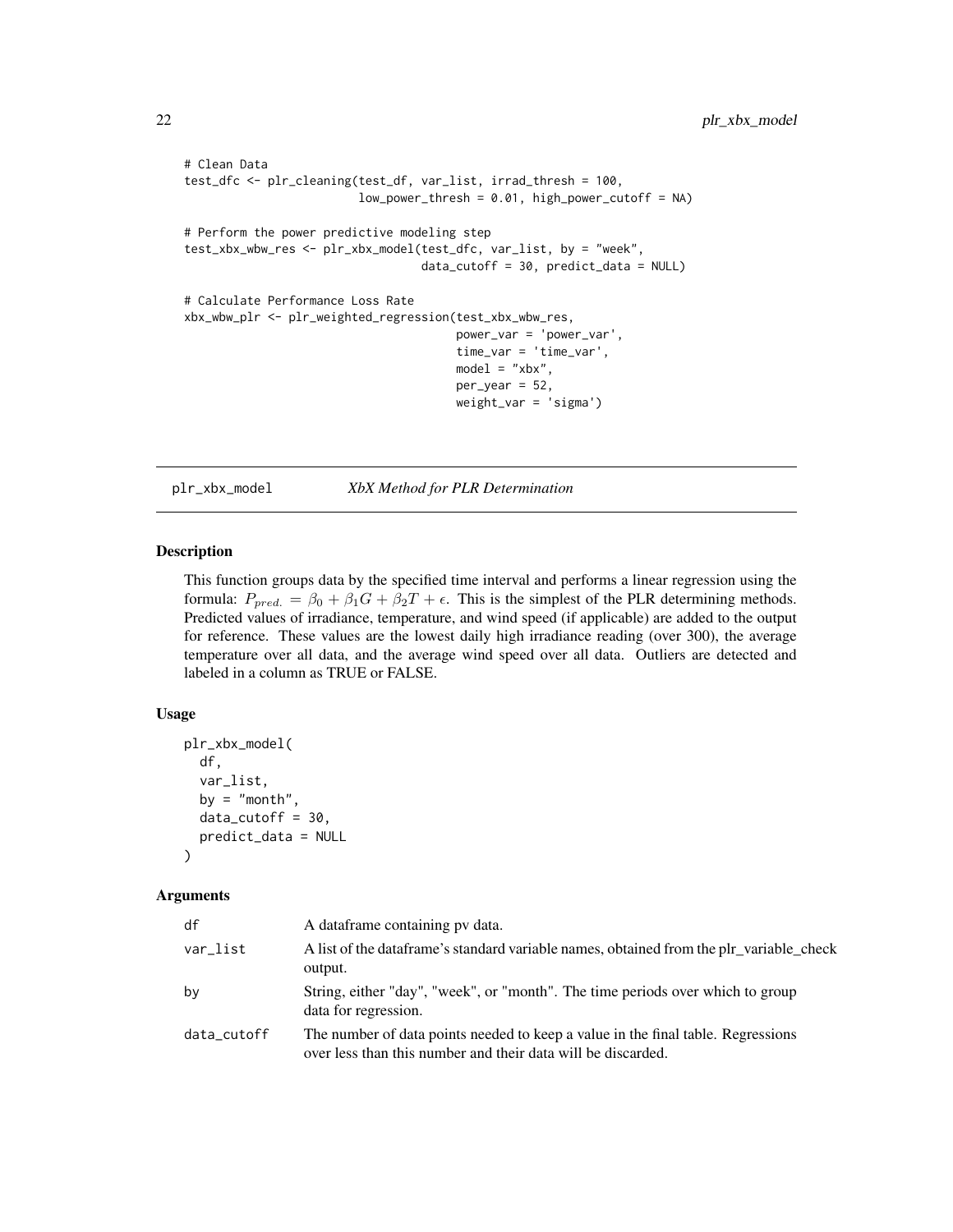```
# Clean Data
test_dfc <- plr_cleaning(test_df, var_list, irrad_thresh = 100,
                         low_power_thresh = 0.01, high_power_cutoff = NA)

# Perform the power predictive modeling step
test_xbx_wbw_res <- plr_xbx_model(test_dfc, var_list, by = "week",
                                  data_cutoff = 30, predict_data = NULL)

# Calculate Performance Loss Rate
xbx_wbw_plr <- plr_weighted_regression(test_xbx_wbw_res,
                                       power_var = 'power_var',
                                       time_var = 'time_var',
                                       model = "xbx",
                                       per_year = 52,
                                       weight_var = 'sigma')
```

## plr_xbx_model — *XbX Method for PLR Determination*

### Description

This function groups data by the specified time interval and performs a linear regression using the formula: $P_{pred.} = \beta_0 + \beta_1 G + \beta_2 T + \epsilon$. This is the simplest of the PLR determining methods. Predicted values of irradiance, temperature, and wind speed (if applicable) are added to the output for reference. These values are the lowest daily high irradiance reading (over 300), the average temperature over all data, and the average wind speed over all data. Outliers are detected and labeled in a column as TRUE or FALSE.

### Usage

```
plr_xbx_model(
  df,
  var_list,
  by = "month",
  data_cutoff = 30,
  predict_data = NULL
)
```

### Arguments

| | |
|---|---|
| df | A dataframe containing pv data. |
| var_list | A list of the dataframe's standard variable names, obtained from the plr_variable_check output. |
| by | String, either "day", "week", or "month". The time periods over which to group data for regression. |
| data_cutoff | The number of data points needed to keep a value in the final table. Regressions over less than this number and their data will be discarded. |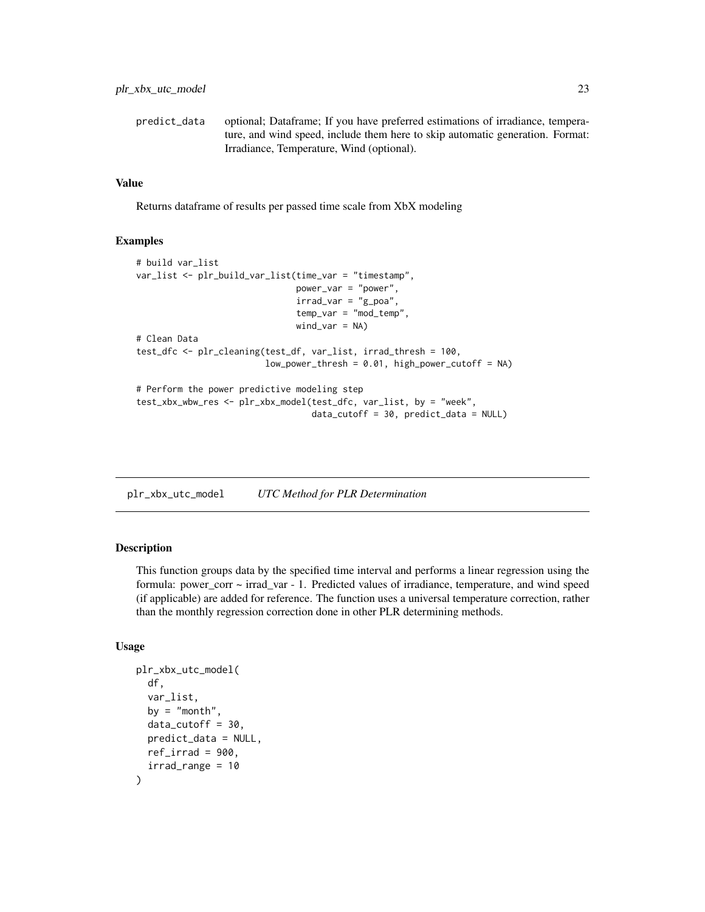predict_data optional; Dataframe; If you have preferred estimations of irradiance, temperature, and wind speed, include them here to skip automatic generation. Format: Irradiance, Temperature, Wind (optional).

### Value

Returns dataframe of results per passed time scale from XbX modeling

### Examples

```
# build var_list
var_list <- plr_build_var_list(time_var = "timestamp",
                               power_var = "power",
                               irrad_var = "g_poa",
                               temp_var = "mod_temp",
                               wind_var = NA)
# Clean Data
test_dfc <- plr_cleaning(test_df, var_list, irrad_thresh = 100,
                         low_power_thresh = 0.01, high_power_cutoff = NA)

# Perform the power predictive modeling step
test_xbx_wbw_res <- plr_xbx_model(test_dfc, var_list, by = "week",
                                  data_cutoff = 30, predict_data = NULL)
```

---

## plr_xbx_utc_model *UTC Method for PLR Determination*

### Description

This function groups data by the specified time interval and performs a linear regression using the formula: power_corr ~ irrad_var - 1. Predicted values of irradiance, temperature, and wind speed (if applicable) are added for reference. The function uses a universal temperature correction, rather than the monthly regression correction done in other PLR determining methods.

### Usage

```
plr_xbx_utc_model(
  df,
  var_list,
  by = "month",
  data_cutoff = 30,
  predict_data = NULL,
  ref_irrad = 900,
  irrad_range = 10
)
```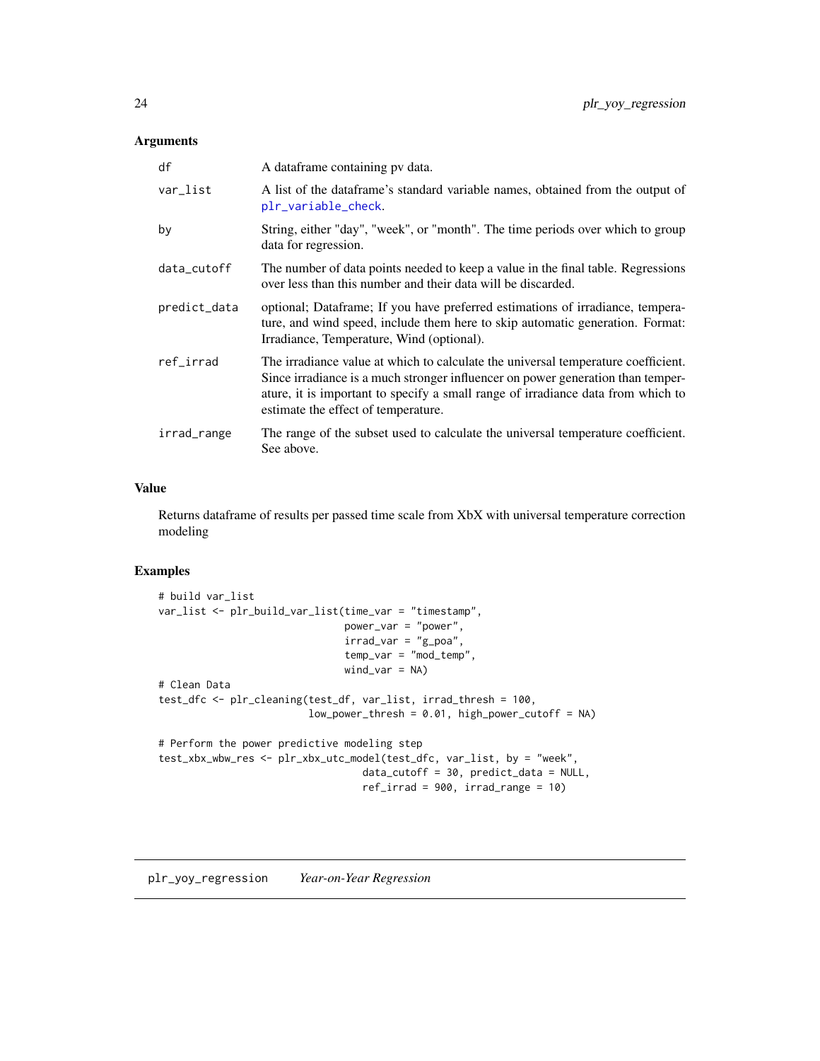### Arguments

| | |
|---|---|
| df | A dataframe containing pv data. |
| var_list | A list of the dataframe's standard variable names, obtained from the output of plr_variable_check. |
| by | String, either "day", "week", or "month". The time periods over which to group data for regression. |
| data_cutoff | The number of data points needed to keep a value in the final table. Regressions over less than this number and their data will be discarded. |
| predict_data | optional; Dataframe; If you have preferred estimations of irradiance, temperature, and wind speed, include them here to skip automatic generation. Format: Irradiance, Temperature, Wind (optional). |
| ref_irrad | The irradiance value at which to calculate the universal temperature coefficient. Since irradiance is a much stronger influencer on power generation than temperature, it is important to specify a small range of irradiance data from which to estimate the effect of temperature. |
| irrad_range | The range of the subset used to calculate the universal temperature coefficient. See above. |

### Value

Returns dataframe of results per passed time scale from XbX with universal temperature correction modeling

### Examples

```
# build var_list
var_list <- plr_build_var_list(time_var = "timestamp",
                               power_var = "power",
                               irrad_var = "g_poa",
                               temp_var = "mod_temp",
                               wind_var = NA)
# Clean Data
test_dfc <- plr_cleaning(test_df, var_list, irrad_thresh = 100,
                         low_power_thresh = 0.01, high_power_cutoff = NA)

# Perform the power predictive modeling step
test_xbx_wbw_res <- plr_xbx_utc_model(test_dfc, var_list, by = "week",
                                      data_cutoff = 30, predict_data = NULL,
                                      ref_irrad = 900, irrad_range = 10)
```

## plr_yoy_regression *Year-on-Year Regression*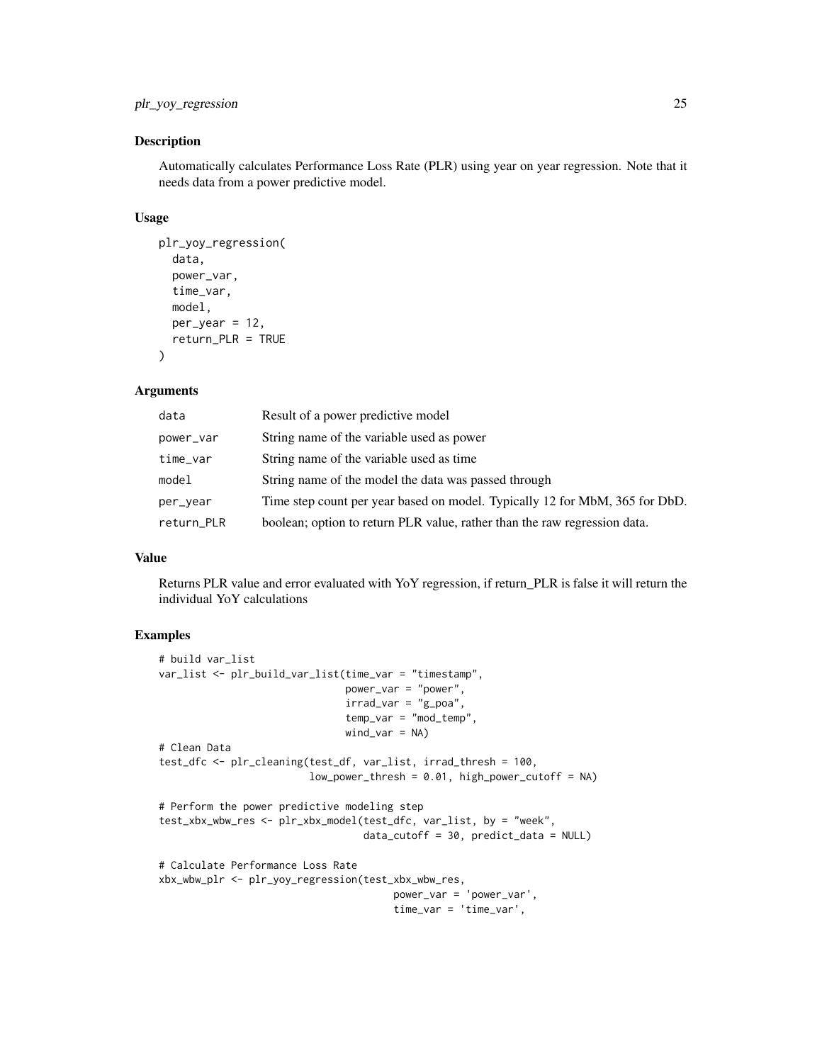## Description

Automatically calculates Performance Loss Rate (PLR) using year on year regression. Note that it needs data from a power predictive model.

## Usage

```
plr_yoy_regression(
  data,
  power_var,
  time_var,
  model,
  per_year = 12,
  return_PLR = TRUE
)
```

## Arguments

| | |
|---|---|
| `data` | Result of a power predictive model |
| `power_var` | String name of the variable used as power |
| `time_var` | String name of the variable used as time |
| `model` | String name of the model the data was passed through |
| `per_year` | Time step count per year based on model. Typically 12 for MbM, 365 for DbD. |
| `return_PLR` | boolean; option to return PLR value, rather than the raw regression data. |

## Value

Returns PLR value and error evaluated with YoY regression, if return_PLR is false it will return the individual YoY calculations

## Examples

```
# build var_list
var_list <- plr_build_var_list(time_var = "timestamp",
                               power_var = "power",
                               irrad_var = "g_poa",
                               temp_var = "mod_temp",
                               wind_var = NA)
# Clean Data
test_dfc <- plr_cleaning(test_df, var_list, irrad_thresh = 100,
                         low_power_thresh = 0.01, high_power_cutoff = NA)

# Perform the power predictive modeling step
test_xbx_wbw_res <- plr_xbx_model(test_dfc, var_list, by = "week",
                                  data_cutoff = 30, predict_data = NULL)

# Calculate Performance Loss Rate
xbx_wbw_plr <- plr_yoy_regression(test_xbx_wbw_res,
                                  power_var = 'power_var',
                                  time_var = 'time_var',
```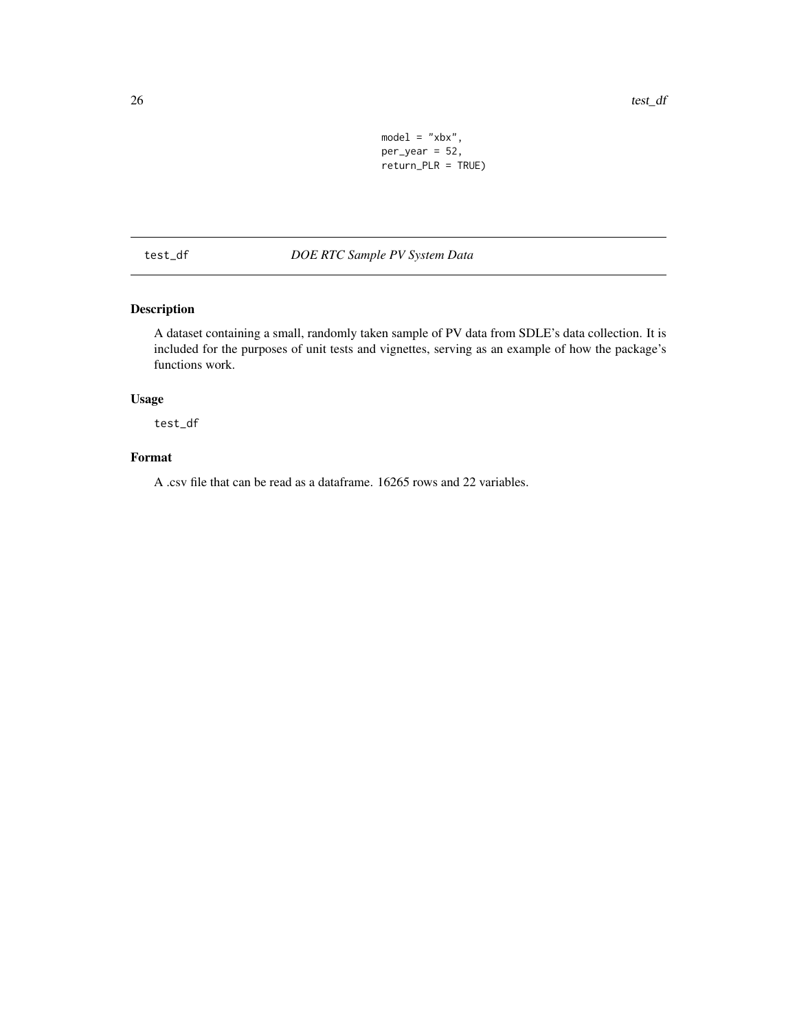```
model = "xbx",
per_year = 52,
return_PLR = TRUE)
```

## test_df — *DOE RTC Sample PV System Data*

### Description

A dataset containing a small, randomly taken sample of PV data from SDLE's data collection. It is included for the purposes of unit tests and vignettes, serving as an example of how the package's functions work.

### Usage

```
test_df
```

### Format

A .csv file that can be read as a dataframe. 16265 rows and 22 variables.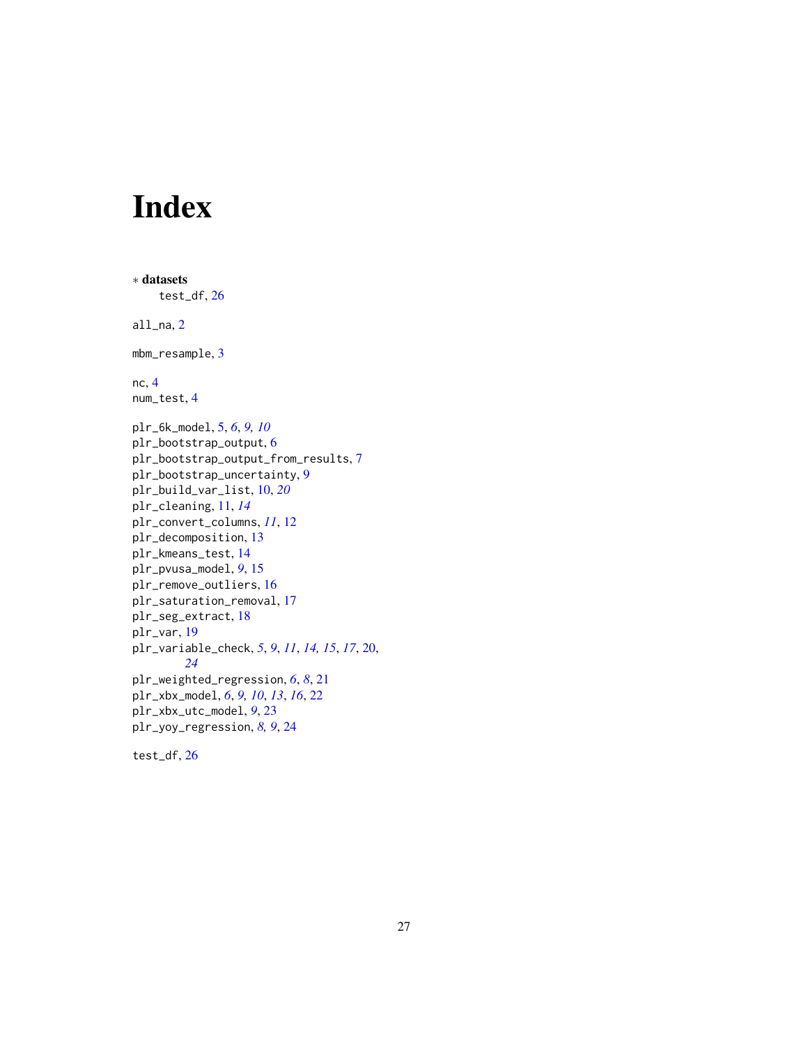# Index

* **datasets**
    test_df, 26

all_na, 2

mbm_resample, 3

nc, 4
num_test, 4

plr_6k_model, 5, *6*, *9*, *10*
plr_bootstrap_output, 6
plr_bootstrap_output_from_results, 7
plr_bootstrap_uncertainty, 9
plr_build_var_list, 10, *20*
plr_cleaning, 11, *14*
plr_convert_columns, *11*, 12
plr_decomposition, 13
plr_kmeans_test, 14
plr_pvusa_model, *9*, 15
plr_remove_outliers, 16
plr_saturation_removal, 17
plr_seg_extract, 18
plr_var, 19
plr_variable_check, *5*, *9*, *11*, *14*, *15*, *17*, 20, *24*
plr_weighted_regression, *6*, *8*, 21
plr_xbx_model, *6*, *9*, *10*, *13*, *16*, 22
plr_xbx_utc_model, *9*, 23
plr_yoy_regression, *8*, *9*, 24

test_df, 26